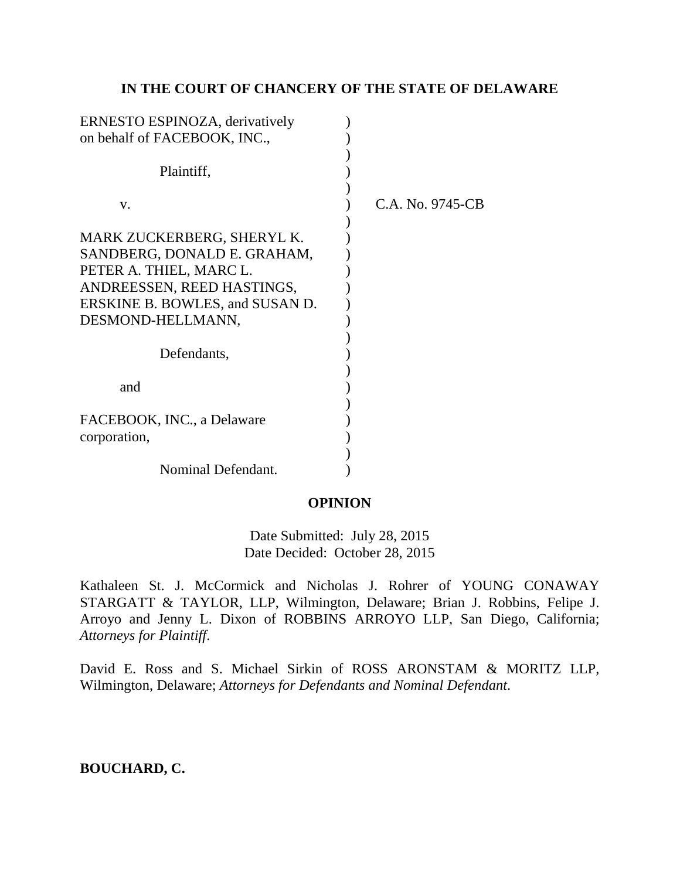**IN THE COURT OF CHANCERY OF THE STATE OF DELAWARE**

ERNESTO ESPINOZA, derivatively on behalf of FACEBOOK, INC.,

Plaintiff,

v.

MARK ZUCKERBERG, SHERYL K. SANDBERG, DONALD E. GRAHAM, PETER A. THIEL, MARC L. ANDREESSEN, REED HASTINGS, ERSKINE B. BOWLES, and SUSAN D. DESMOND-HELLMANN,

Defendants,

and

FACEBOOK, INC., a Delaware corporation,

Nominal Defendant.

C.A. No. 9745-CB

**OPINION**

Date Submitted: July 28, 2015
Date Decided: October 28, 2015

Kathaleen St. J. McCormick and Nicholas J. Rohrer of YOUNG CONAWAY STARGATT & TAYLOR, LLP, Wilmington, Delaware; Brian J. Robbins, Felipe J. Arroyo and Jenny L. Dixon of ROBBINS ARROYO LLP, San Diego, California; *Attorneys for Plaintiff*.

David E. Ross and S. Michael Sirkin of ROSS ARONSTAM & MORITZ LLP, Wilmington, Delaware; *Attorneys for Defendants and Nominal Defendant*.

**BOUCHARD, C.**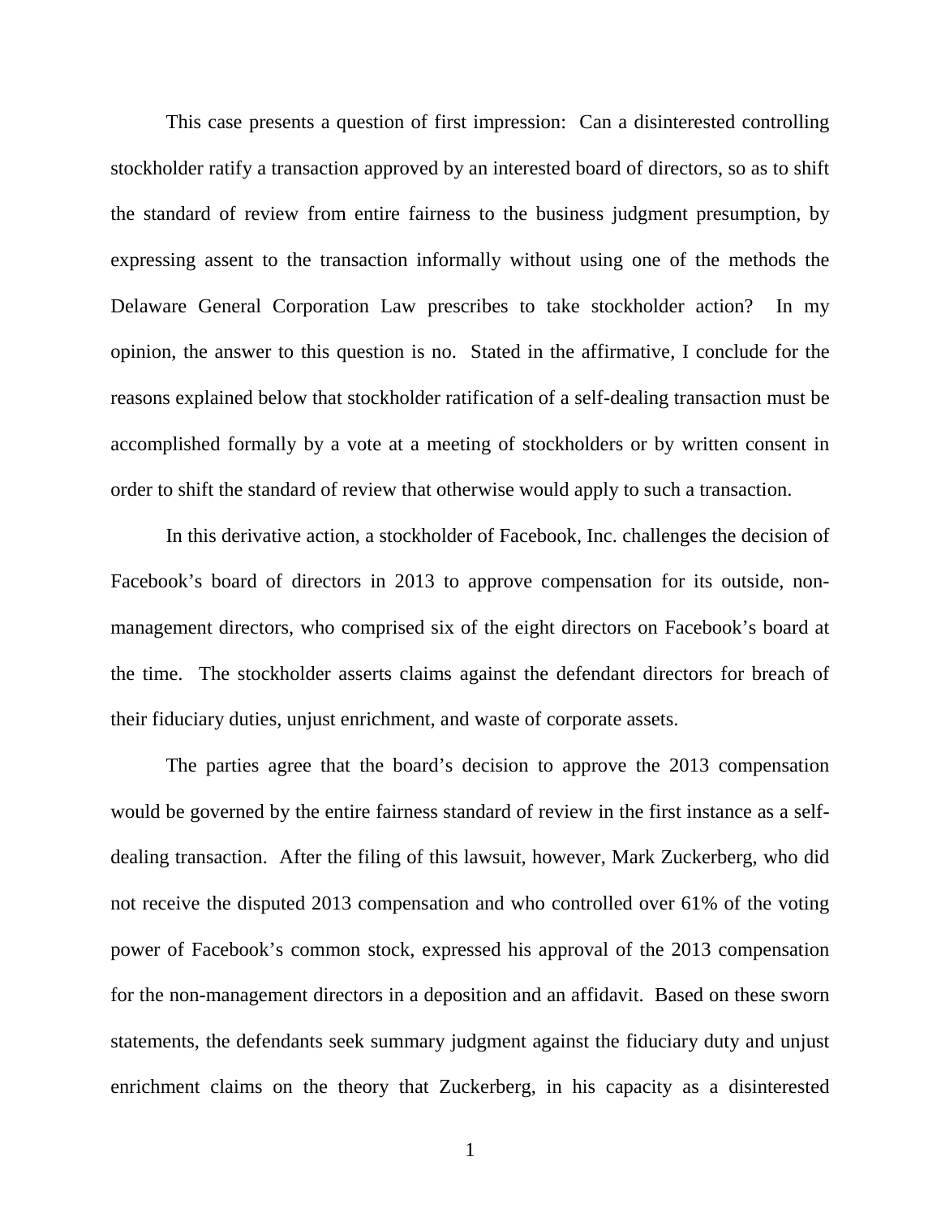This case presents a question of first impression: Can a disinterested controlling stockholder ratify a transaction approved by an interested board of directors, so as to shift the standard of review from entire fairness to the business judgment presumption, by expressing assent to the transaction informally without using one of the methods the Delaware General Corporation Law prescribes to take stockholder action? In my opinion, the answer to this question is no. Stated in the affirmative, I conclude for the reasons explained below that stockholder ratification of a self-dealing transaction must be accomplished formally by a vote at a meeting of stockholders or by written consent in order to shift the standard of review that otherwise would apply to such a transaction.

In this derivative action, a stockholder of Facebook, Inc. challenges the decision of Facebook's board of directors in 2013 to approve compensation for its outside, non-management directors, who comprised six of the eight directors on Facebook's board at the time. The stockholder asserts claims against the defendant directors for breach of their fiduciary duties, unjust enrichment, and waste of corporate assets.

The parties agree that the board's decision to approve the 2013 compensation would be governed by the entire fairness standard of review in the first instance as a self-dealing transaction. After the filing of this lawsuit, however, Mark Zuckerberg, who did not receive the disputed 2013 compensation and who controlled over 61% of the voting power of Facebook's common stock, expressed his approval of the 2013 compensation for the non-management directors in a deposition and an affidavit. Based on these sworn statements, the defendants seek summary judgment against the fiduciary duty and unjust enrichment claims on the theory that Zuckerberg, in his capacity as a disinterested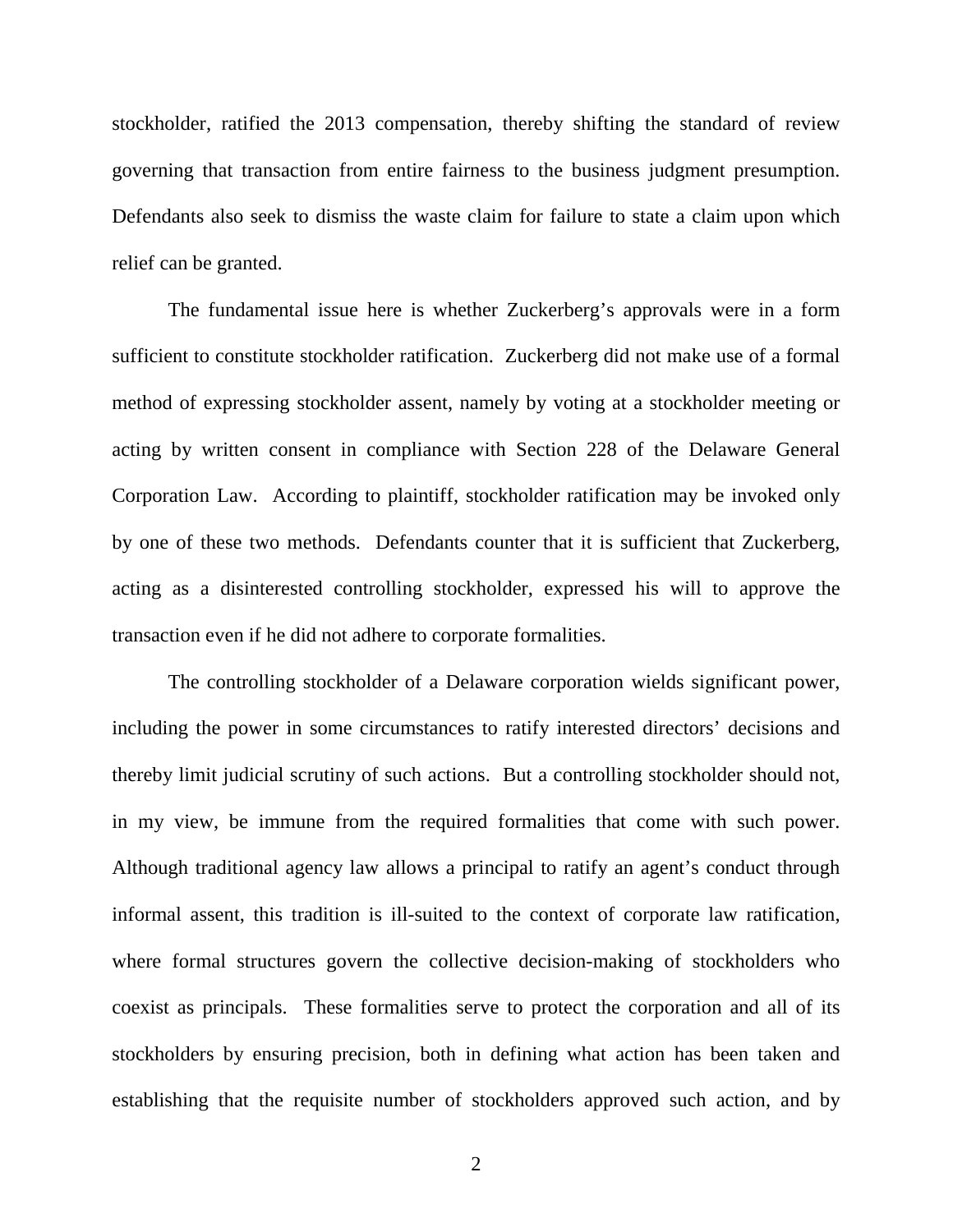stockholder, ratified the 2013 compensation, thereby shifting the standard of review governing that transaction from entire fairness to the business judgment presumption. Defendants also seek to dismiss the waste claim for failure to state a claim upon which relief can be granted.

The fundamental issue here is whether Zuckerberg's approvals were in a form sufficient to constitute stockholder ratification. Zuckerberg did not make use of a formal method of expressing stockholder assent, namely by voting at a stockholder meeting or acting by written consent in compliance with Section 228 of the Delaware General Corporation Law. According to plaintiff, stockholder ratification may be invoked only by one of these two methods. Defendants counter that it is sufficient that Zuckerberg, acting as a disinterested controlling stockholder, expressed his will to approve the transaction even if he did not adhere to corporate formalities.

The controlling stockholder of a Delaware corporation wields significant power, including the power in some circumstances to ratify interested directors' decisions and thereby limit judicial scrutiny of such actions. But a controlling stockholder should not, in my view, be immune from the required formalities that come with such power. Although traditional agency law allows a principal to ratify an agent's conduct through informal assent, this tradition is ill-suited to the context of corporate law ratification, where formal structures govern the collective decision-making of stockholders who coexist as principals. These formalities serve to protect the corporation and all of its stockholders by ensuring precision, both in defining what action has been taken and establishing that the requisite number of stockholders approved such action, and by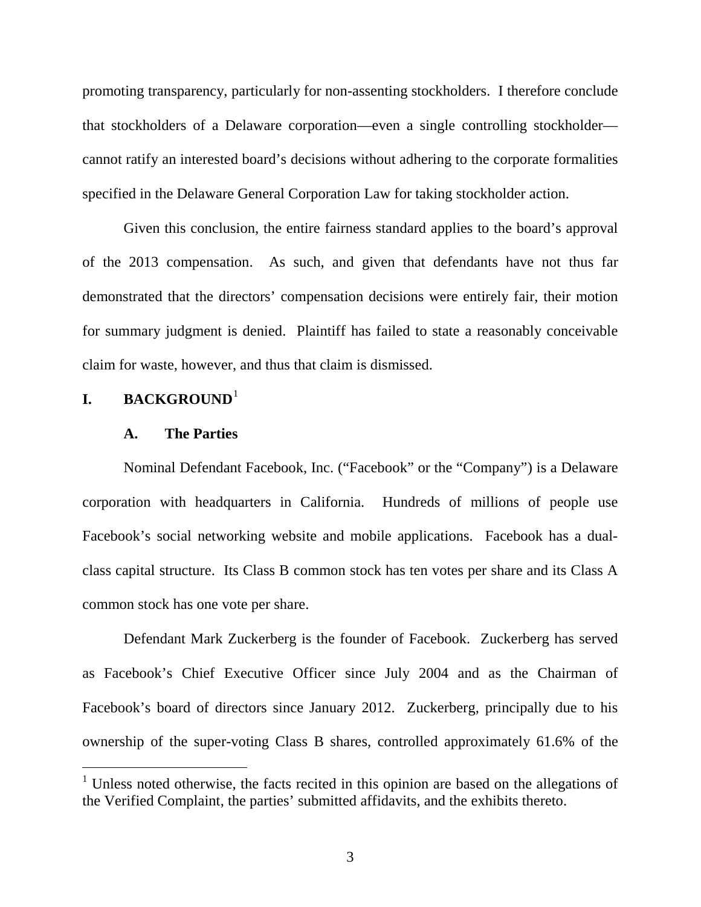promoting transparency, particularly for non-assenting stockholders. I therefore conclude that stockholders of a Delaware corporation—even a single controlling stockholder—cannot ratify an interested board's decisions without adhering to the corporate formalities specified in the Delaware General Corporation Law for taking stockholder action.

Given this conclusion, the entire fairness standard applies to the board's approval of the 2013 compensation. As such, and given that defendants have not thus far demonstrated that the directors' compensation decisions were entirely fair, their motion for summary judgment is denied. Plaintiff has failed to state a reasonably conceivable claim for waste, however, and thus that claim is dismissed.

## I. BACKGROUND[1]

### A. The Parties

Nominal Defendant Facebook, Inc. ("Facebook" or the "Company") is a Delaware corporation with headquarters in California. Hundreds of millions of people use Facebook's social networking website and mobile applications. Facebook has a dual-class capital structure. Its Class B common stock has ten votes per share and its Class A common stock has one vote per share.

Defendant Mark Zuckerberg is the founder of Facebook. Zuckerberg has served as Facebook's Chief Executive Officer since July 2004 and as the Chairman of Facebook's board of directors since January 2012. Zuckerberg, principally due to his ownership of the super-voting Class B shares, controlled approximately 61.6% of the

---

[1] Unless noted otherwise, the facts recited in this opinion are based on the allegations of the Verified Complaint, the parties' submitted affidavits, and the exhibits thereto.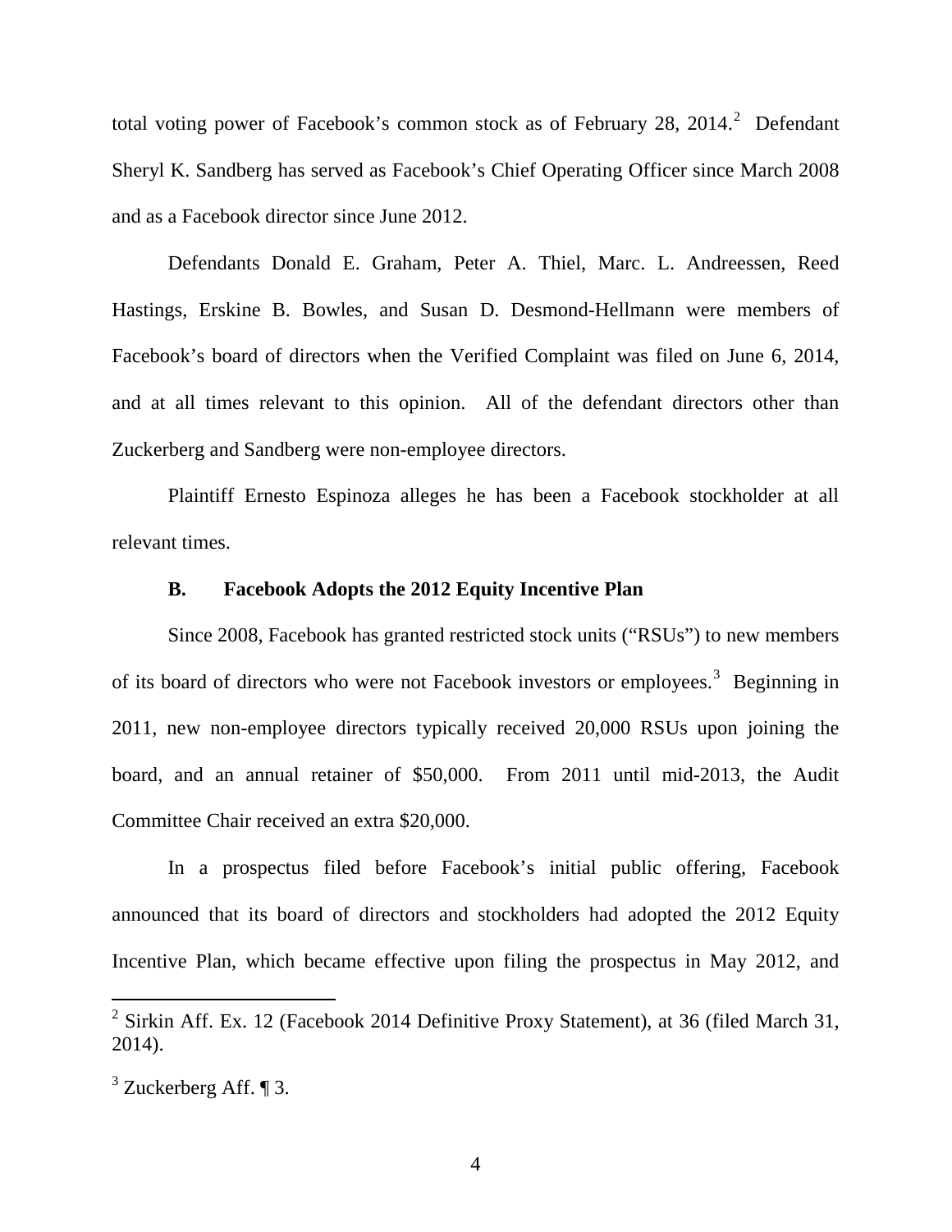total voting power of Facebook's common stock as of February 28, 2014.[2] Defendant Sheryl K. Sandberg has served as Facebook's Chief Operating Officer since March 2008 and as a Facebook director since June 2012.

Defendants Donald E. Graham, Peter A. Thiel, Marc. L. Andreessen, Reed Hastings, Erskine B. Bowles, and Susan D. Desmond-Hellmann were members of Facebook's board of directors when the Verified Complaint was filed on June 6, 2014, and at all times relevant to this opinion. All of the defendant directors other than Zuckerberg and Sandberg were non-employee directors.

Plaintiff Ernesto Espinoza alleges he has been a Facebook stockholder at all relevant times.

### B. Facebook Adopts the 2012 Equity Incentive Plan

Since 2008, Facebook has granted restricted stock units ("RSUs") to new members of its board of directors who were not Facebook investors or employees.[3] Beginning in 2011, new non-employee directors typically received 20,000 RSUs upon joining the board, and an annual retainer of $50,000. From 2011 until mid-2013, the Audit Committee Chair received an extra $20,000.

In a prospectus filed before Facebook's initial public offering, Facebook announced that its board of directors and stockholders had adopted the 2012 Equity Incentive Plan, which became effective upon filing the prospectus in May 2012, and

---

[2] Sirkin Aff. Ex. 12 (Facebook 2014 Definitive Proxy Statement), at 36 (filed March 31, 2014).

[3] Zuckerberg Aff. ¶ 3.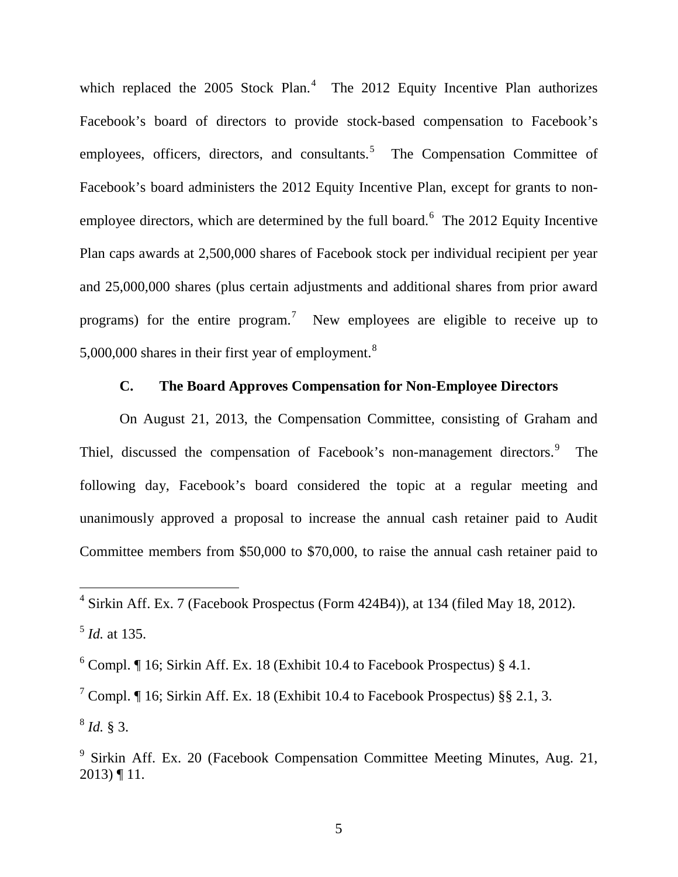which replaced the 2005 Stock Plan.[4] The 2012 Equity Incentive Plan authorizes Facebook's board of directors to provide stock-based compensation to Facebook's employees, officers, directors, and consultants.[5] The Compensation Committee of Facebook's board administers the 2012 Equity Incentive Plan, except for grants to non-employee directors, which are determined by the full board.[6] The 2012 Equity Incentive Plan caps awards at 2,500,000 shares of Facebook stock per individual recipient per year and 25,000,000 shares (plus certain adjustments and additional shares from prior award programs) for the entire program.[7] New employees are eligible to receive up to 5,000,000 shares in their first year of employment.[8]

### C. The Board Approves Compensation for Non-Employee Directors

On August 21, 2013, the Compensation Committee, consisting of Graham and Thiel, discussed the compensation of Facebook's non-management directors.[9] The following day, Facebook's board considered the topic at a regular meeting and unanimously approved a proposal to increase the annual cash retainer paid to Audit Committee members from $50,000 to $70,000, to raise the annual cash retainer paid to

---

[4] Sirkin Aff. Ex. 7 (Facebook Prospectus (Form 424B4)), at 134 (filed May 18, 2012).

[5] *Id.* at 135.

[6] Compl. ¶ 16; Sirkin Aff. Ex. 18 (Exhibit 10.4 to Facebook Prospectus) § 4.1.

[7] Compl. ¶ 16; Sirkin Aff. Ex. 18 (Exhibit 10.4 to Facebook Prospectus) §§ 2.1, 3.

[8] *Id.* § 3.

[9] Sirkin Aff. Ex. 20 (Facebook Compensation Committee Meeting Minutes, Aug. 21, 2013) ¶ 11.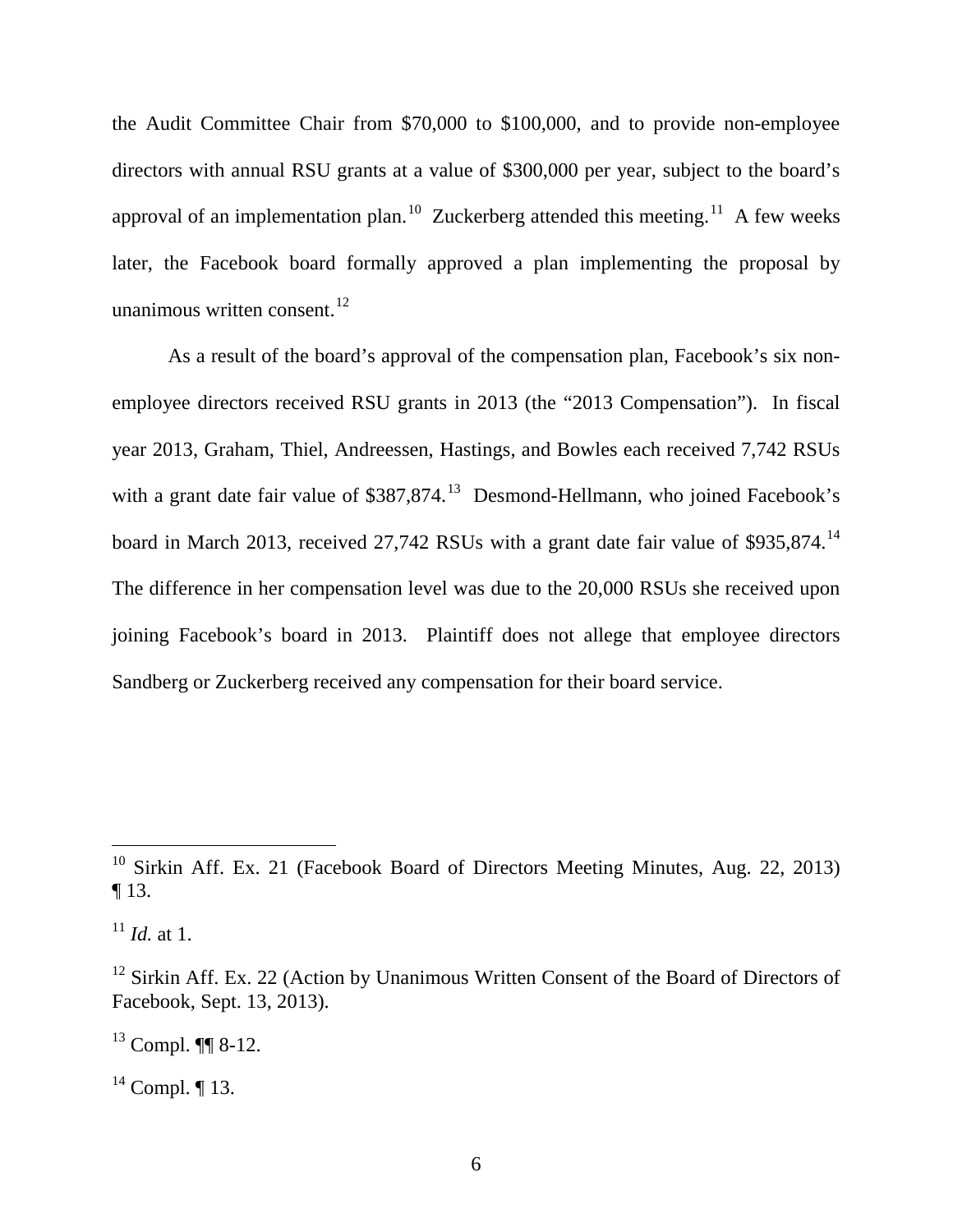the Audit Committee Chair from $70,000 to $100,000, and to provide non-employee directors with annual RSU grants at a value of $300,000 per year, subject to the board's approval of an implementation plan.[10] Zuckerberg attended this meeting.[11] A few weeks later, the Facebook board formally approved a plan implementing the proposal by unanimous written consent.[12]

As a result of the board's approval of the compensation plan, Facebook's six non-employee directors received RSU grants in 2013 (the "2013 Compensation"). In fiscal year 2013, Graham, Thiel, Andreessen, Hastings, and Bowles each received 7,742 RSUs with a grant date fair value of $387,874.[13] Desmond-Hellmann, who joined Facebook's board in March 2013, received 27,742 RSUs with a grant date fair value of $935,874.[14] The difference in her compensation level was due to the 20,000 RSUs she received upon joining Facebook's board in 2013. Plaintiff does not allege that employee directors Sandberg or Zuckerberg received any compensation for their board service.

---

[10] Sirkin Aff. Ex. 21 (Facebook Board of Directors Meeting Minutes, Aug. 22, 2013) ¶ 13.

[11] *Id.* at 1.

[12] Sirkin Aff. Ex. 22 (Action by Unanimous Written Consent of the Board of Directors of Facebook, Sept. 13, 2013).

[13] Compl. ¶¶ 8-12.

[14] Compl. ¶ 13.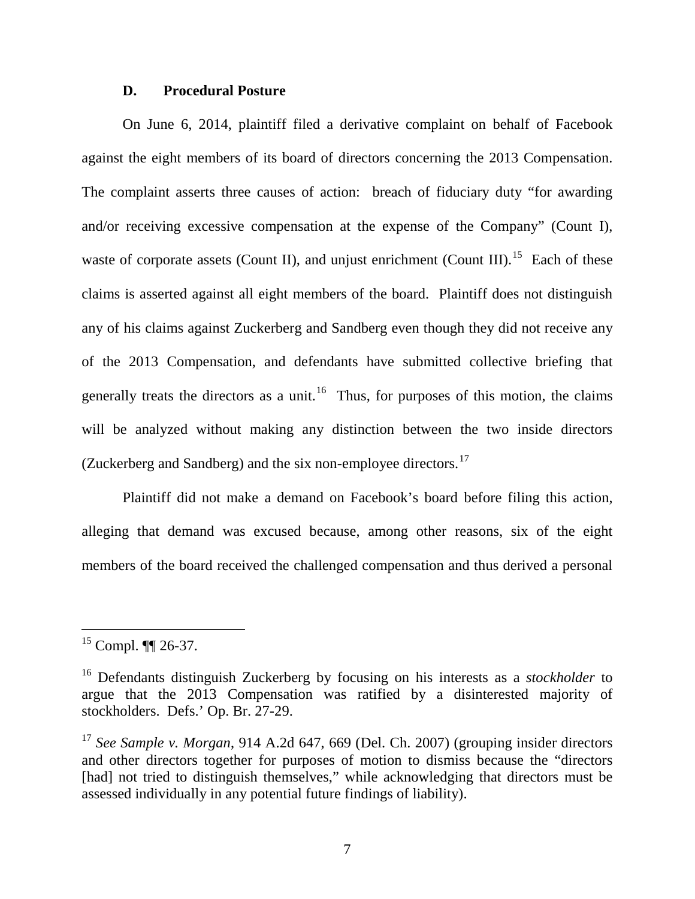### D. Procedural Posture

On June 6, 2014, plaintiff filed a derivative complaint on behalf of Facebook against the eight members of its board of directors concerning the 2013 Compensation. The complaint asserts three causes of action: breach of fiduciary duty "for awarding and/or receiving excessive compensation at the expense of the Company" (Count I), waste of corporate assets (Count II), and unjust enrichment (Count III).[15] Each of these claims is asserted against all eight members of the board. Plaintiff does not distinguish any of his claims against Zuckerberg and Sandberg even though they did not receive any of the 2013 Compensation, and defendants have submitted collective briefing that generally treats the directors as a unit.[16] Thus, for purposes of this motion, the claims will be analyzed without making any distinction between the two inside directors (Zuckerberg and Sandberg) and the six non-employee directors.[17]

Plaintiff did not make a demand on Facebook's board before filing this action, alleging that demand was excused because, among other reasons, six of the eight members of the board received the challenged compensation and thus derived a personal

---

[15] Compl. ¶¶ 26-37.

[16] Defendants distinguish Zuckerberg by focusing on his interests as a *stockholder* to argue that the 2013 Compensation was ratified by a disinterested majority of stockholders. Defs.' Op. Br. 27-29.

[17] *See Sample v. Morgan*, 914 A.2d 647, 669 (Del. Ch. 2007) (grouping insider directors and other directors together for purposes of motion to dismiss because the "directors [had] not tried to distinguish themselves," while acknowledging that directors must be assessed individually in any potential future findings of liability).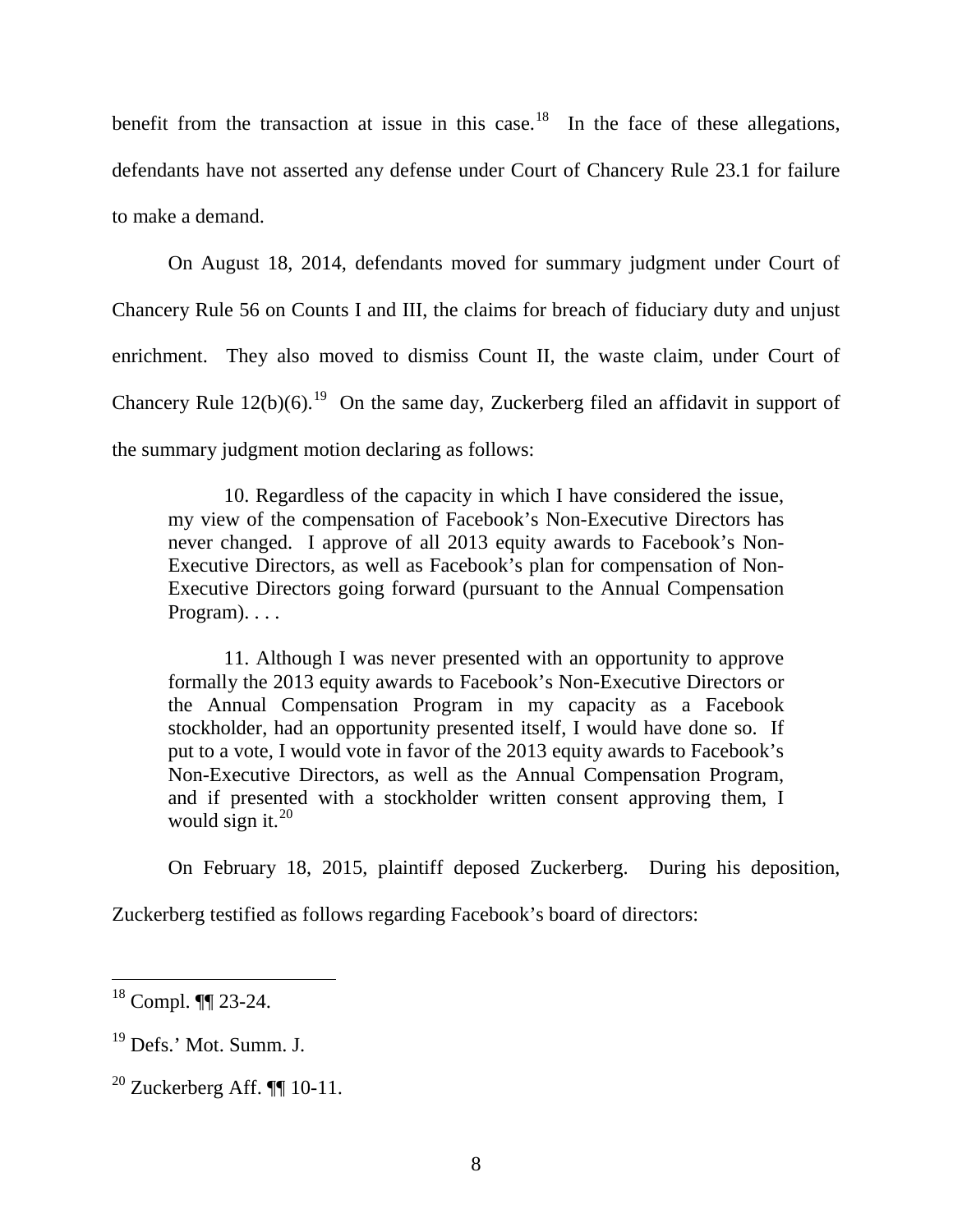benefit from the transaction at issue in this case.[18] In the face of these allegations, defendants have not asserted any defense under Court of Chancery Rule 23.1 for failure to make a demand.

On August 18, 2014, defendants moved for summary judgment under Court of Chancery Rule 56 on Counts I and III, the claims for breach of fiduciary duty and unjust enrichment. They also moved to dismiss Count II, the waste claim, under Court of Chancery Rule 12(b)(6).[19] On the same day, Zuckerberg filed an affidavit in support of the summary judgment motion declaring as follows:

> 10. Regardless of the capacity in which I have considered the issue, my view of the compensation of Facebook's Non-Executive Directors has never changed. I approve of all 2013 equity awards to Facebook's Non-Executive Directors, as well as Facebook's plan for compensation of Non-Executive Directors going forward (pursuant to the Annual Compensation Program). . . .
>
> 11. Although I was never presented with an opportunity to approve formally the 2013 equity awards to Facebook's Non-Executive Directors or the Annual Compensation Program in my capacity as a Facebook stockholder, had an opportunity presented itself, I would have done so. If put to a vote, I would vote in favor of the 2013 equity awards to Facebook's Non-Executive Directors, as well as the Annual Compensation Program, and if presented with a stockholder written consent approving them, I would sign it.[20]

On February 18, 2015, plaintiff deposed Zuckerberg. During his deposition, Zuckerberg testified as follows regarding Facebook's board of directors:

---

[18] Compl. ¶¶ 23-24.

[19] Defs.' Mot. Summ. J.

[20] Zuckerberg Aff. ¶¶ 10-11.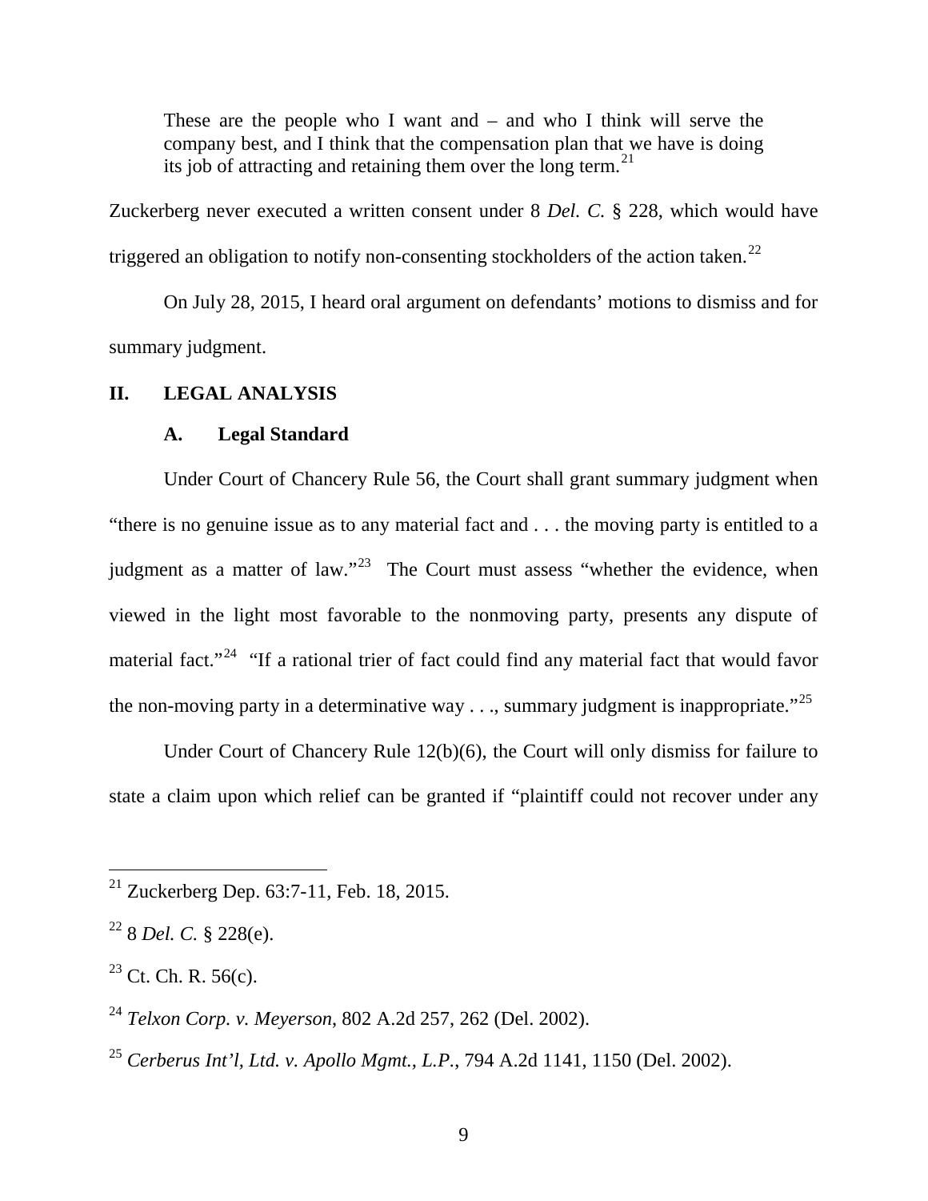> These are the people who I want and – and who I think will serve the company best, and I think that the compensation plan that we have is doing its job of attracting and retaining them over the long term.[21]

Zuckerberg never executed a written consent under 8 *Del. C.* § 228, which would have triggered an obligation to notify non-consenting stockholders of the action taken.[22]

On July 28, 2015, I heard oral argument on defendants' motions to dismiss and for summary judgment.

## II. LEGAL ANALYSIS

### A. Legal Standard

Under Court of Chancery Rule 56, the Court shall grant summary judgment when "there is no genuine issue as to any material fact and . . . the moving party is entitled to a judgment as a matter of law."[23] The Court must assess "whether the evidence, when viewed in the light most favorable to the nonmoving party, presents any dispute of material fact."[24] "If a rational trier of fact could find any material fact that would favor the non-moving party in a determinative way . . ., summary judgment is inappropriate."[25]

Under Court of Chancery Rule 12(b)(6), the Court will only dismiss for failure to state a claim upon which relief can be granted if "plaintiff could not recover under any

---

[21] Zuckerberg Dep. 63:7-11, Feb. 18, 2015.

[22] 8 *Del. C.* § 228(e).

[23] Ct. Ch. R. 56(c).

[24] *Telxon Corp. v. Meyerson*, 802 A.2d 257, 262 (Del. 2002).

[25] *Cerberus Int'l, Ltd. v. Apollo Mgmt., L.P.*, 794 A.2d 1141, 1150 (Del. 2002).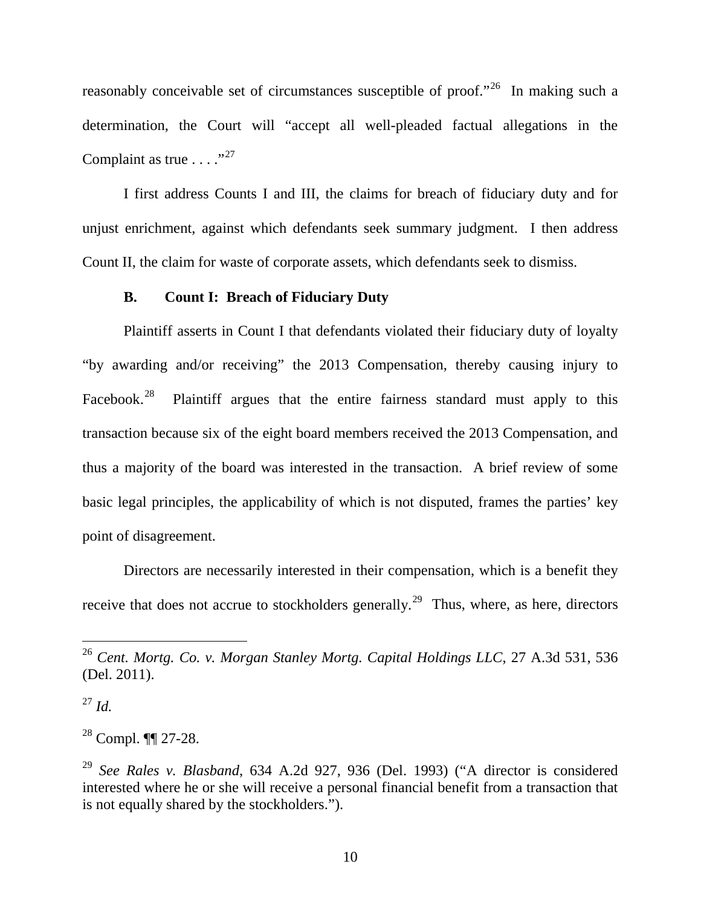reasonably conceivable set of circumstances susceptible of proof."[26] In making such a determination, the Court will "accept all well-pleaded factual allegations in the Complaint as true . . . ."[27]

I first address Counts I and III, the claims for breach of fiduciary duty and for unjust enrichment, against which defendants seek summary judgment. I then address Count II, the claim for waste of corporate assets, which defendants seek to dismiss.

### B. Count I: Breach of Fiduciary Duty

Plaintiff asserts in Count I that defendants violated their fiduciary duty of loyalty "by awarding and/or receiving" the 2013 Compensation, thereby causing injury to Facebook.[28] Plaintiff argues that the entire fairness standard must apply to this transaction because six of the eight board members received the 2013 Compensation, and thus a majority of the board was interested in the transaction. A brief review of some basic legal principles, the applicability of which is not disputed, frames the parties' key point of disagreement.

Directors are necessarily interested in their compensation, which is a benefit they receive that does not accrue to stockholders generally.[29] Thus, where, as here, directors

---

[26] *Cent. Mortg. Co. v. Morgan Stanley Mortg. Capital Holdings LLC*, 27 A.3d 531, 536 (Del. 2011).

[27] *Id.*

[28] Compl. ¶¶ 27-28.

[29] *See Rales v. Blasband*, 634 A.2d 927, 936 (Del. 1993) ("A director is considered interested where he or she will receive a personal financial benefit from a transaction that is not equally shared by the stockholders.").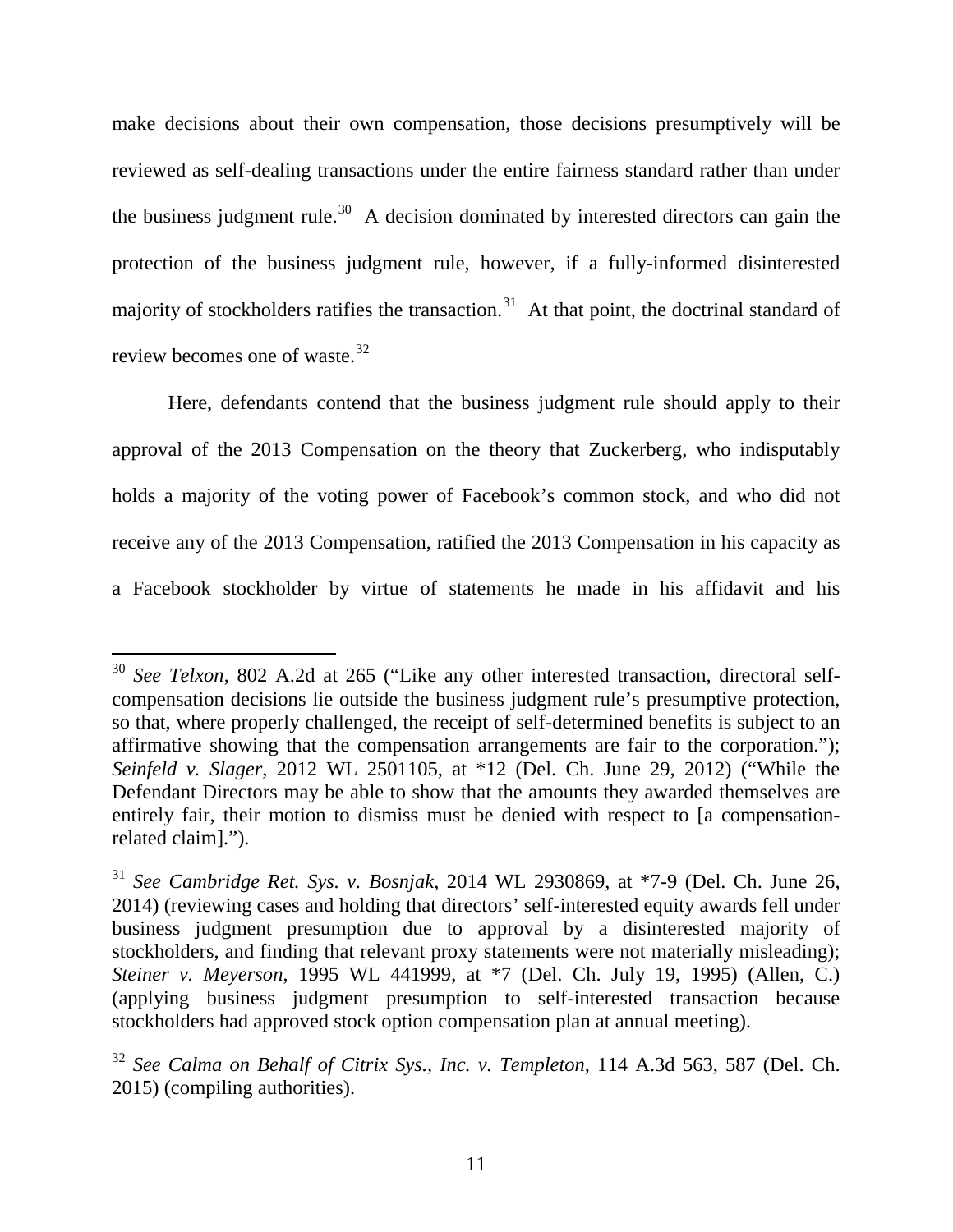make decisions about their own compensation, those decisions presumptively will be reviewed as self-dealing transactions under the entire fairness standard rather than under the business judgment rule.[30] A decision dominated by interested directors can gain the protection of the business judgment rule, however, if a fully-informed disinterested majority of stockholders ratifies the transaction.[31] At that point, the doctrinal standard of review becomes one of waste.[32]

Here, defendants contend that the business judgment rule should apply to their approval of the 2013 Compensation on the theory that Zuckerberg, who indisputably holds a majority of the voting power of Facebook's common stock, and who did not receive any of the 2013 Compensation, ratified the 2013 Compensation in his capacity as a Facebook stockholder by virtue of statements he made in his affidavit and his

---

[30] *See Telxon*, 802 A.2d at 265 ("Like any other interested transaction, directoral self-compensation decisions lie outside the business judgment rule's presumptive protection, so that, where properly challenged, the receipt of self-determined benefits is subject to an affirmative showing that the compensation arrangements are fair to the corporation."); *Seinfeld v. Slager*, 2012 WL 2501105, at *12 (Del. Ch. June 29, 2012) ("While the Defendant Directors may be able to show that the amounts they awarded themselves are entirely fair, their motion to dismiss must be denied with respect to [a compensation-related claim].").

[31] *See Cambridge Ret. Sys. v. Bosnjak*, 2014 WL 2930869, at *7-9 (Del. Ch. June 26, 2014) (reviewing cases and holding that directors' self-interested equity awards fell under business judgment presumption due to approval by a disinterested majority of stockholders, and finding that relevant proxy statements were not materially misleading); *Steiner v. Meyerson*, 1995 WL 441999, at *7 (Del. Ch. July 19, 1995) (Allen, C.) (applying business judgment presumption to self-interested transaction because stockholders had approved stock option compensation plan at annual meeting).

[32] *See Calma on Behalf of Citrix Sys., Inc. v. Templeton*, 114 A.3d 563, 587 (Del. Ch. 2015) (compiling authorities).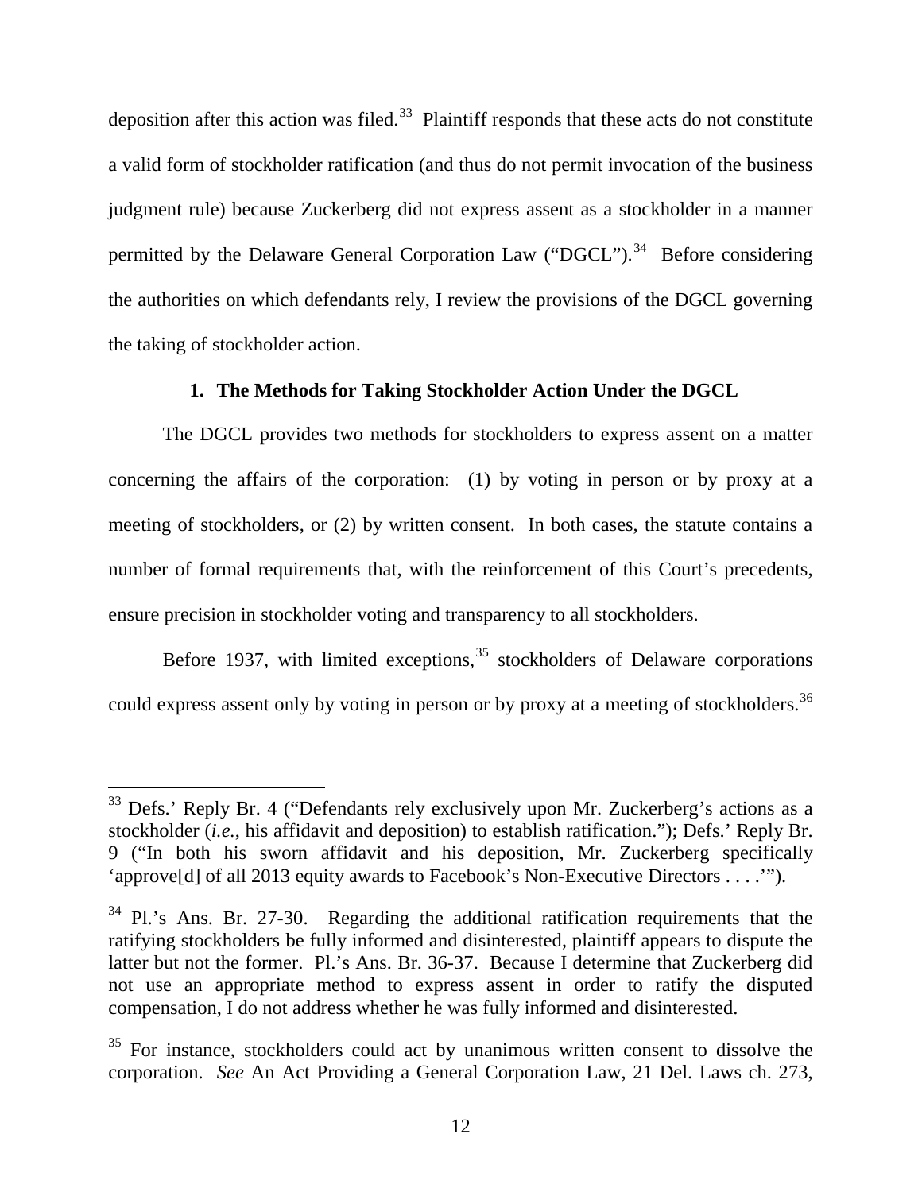deposition after this action was filed.[33] Plaintiff responds that these acts do not constitute a valid form of stockholder ratification (and thus do not permit invocation of the business judgment rule) because Zuckerberg did not express assent as a stockholder in a manner permitted by the Delaware General Corporation Law ("DGCL").[34] Before considering the authorities on which defendants rely, I review the provisions of the DGCL governing the taking of stockholder action.

### 1. The Methods for Taking Stockholder Action Under the DGCL

The DGCL provides two methods for stockholders to express assent on a matter concerning the affairs of the corporation: (1) by voting in person or by proxy at a meeting of stockholders, or (2) by written consent. In both cases, the statute contains a number of formal requirements that, with the reinforcement of this Court's precedents, ensure precision in stockholder voting and transparency to all stockholders.

Before 1937, with limited exceptions,[35] stockholders of Delaware corporations could express assent only by voting in person or by proxy at a meeting of stockholders.[36]

---

[33] Defs.' Reply Br. 4 ("Defendants rely exclusively upon Mr. Zuckerberg's actions as a stockholder (*i.e.*, his affidavit and deposition) to establish ratification."); Defs.' Reply Br. 9 ("In both his sworn affidavit and his deposition, Mr. Zuckerberg specifically 'approve[d] of all 2013 equity awards to Facebook's Non-Executive Directors . . . .'").

[34] Pl.'s Ans. Br. 27-30. Regarding the additional ratification requirements that the ratifying stockholders be fully informed and disinterested, plaintiff appears to dispute the latter but not the former. Pl.'s Ans. Br. 36-37. Because I determine that Zuckerberg did not use an appropriate method to express assent in order to ratify the disputed compensation, I do not address whether he was fully informed and disinterested.

[35] For instance, stockholders could act by unanimous written consent to dissolve the corporation. *See* An Act Providing a General Corporation Law, 21 Del. Laws ch. 273,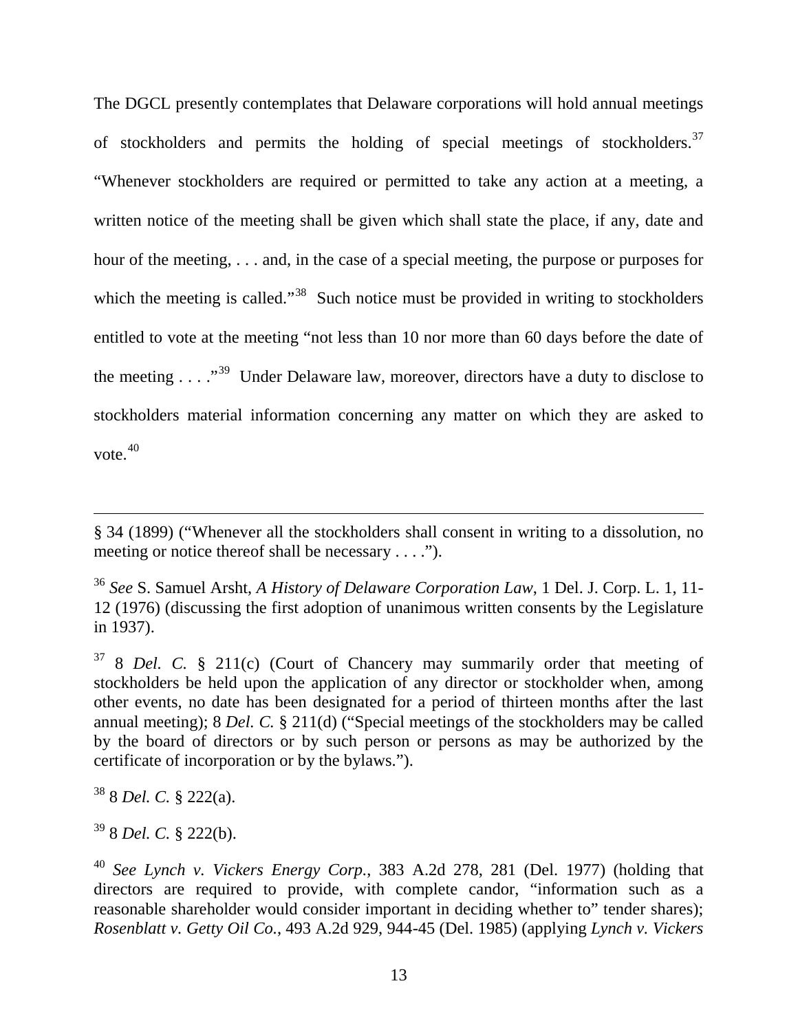The DGCL presently contemplates that Delaware corporations will hold annual meetings of stockholders and permits the holding of special meetings of stockholders.[37] "Whenever stockholders are required or permitted to take any action at a meeting, a written notice of the meeting shall be given which shall state the place, if any, date and hour of the meeting, . . . and, in the case of a special meeting, the purpose or purposes for which the meeting is called."[38] Such notice must be provided in writing to stockholders entitled to vote at the meeting "not less than 10 nor more than 60 days before the date of the meeting . . . ."[39] Under Delaware law, moreover, directors have a duty to disclose to stockholders material information concerning any matter on which they are asked to vote.[40]

---

§ 34 (1899) ("Whenever all the stockholders shall consent in writing to a dissolution, no meeting or notice thereof shall be necessary . . . .").

[36] *See* S. Samuel Arsht, *A History of Delaware Corporation Law*, 1 Del. J. Corp. L. 1, 11-12 (1976) (discussing the first adoption of unanimous written consents by the Legislature in 1937).

[37] 8 *Del. C.* § 211(c) (Court of Chancery may summarily order that meeting of stockholders be held upon the application of any director or stockholder when, among other events, no date has been designated for a period of thirteen months after the last annual meeting); 8 *Del. C.* § 211(d) ("Special meetings of the stockholders may be called by the board of directors or by such person or persons as may be authorized by the certificate of incorporation or by the bylaws.").

[38] 8 *Del. C.* § 222(a).

[39] 8 *Del. C.* § 222(b).

[40] *See Lynch v. Vickers Energy Corp.*, 383 A.2d 278, 281 (Del. 1977) (holding that directors are required to provide, with complete candor, "information such as a reasonable shareholder would consider important in deciding whether to" tender shares); *Rosenblatt v. Getty Oil Co.*, 493 A.2d 929, 944-45 (Del. 1985) (applying *Lynch v. Vickers*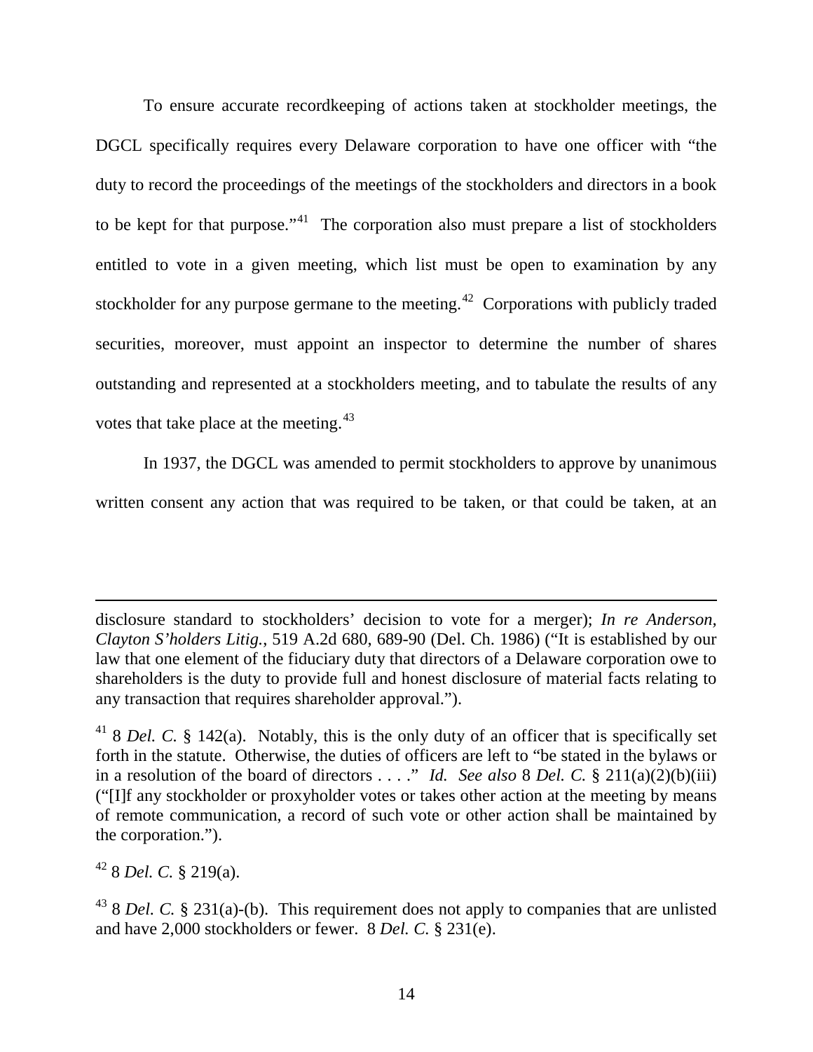To ensure accurate recordkeeping of actions taken at stockholder meetings, the DGCL specifically requires every Delaware corporation to have one officer with "the duty to record the proceedings of the meetings of the stockholders and directors in a book to be kept for that purpose."[41] The corporation also must prepare a list of stockholders entitled to vote in a given meeting, which list must be open to examination by any stockholder for any purpose germane to the meeting.[42] Corporations with publicly traded securities, moreover, must appoint an inspector to determine the number of shares outstanding and represented at a stockholders meeting, and to tabulate the results of any votes that take place at the meeting.[43]

In 1937, the DGCL was amended to permit stockholders to approve by unanimous written consent any action that was required to be taken, or that could be taken, at an

---

disclosure standard to stockholders' decision to vote for a merger); *In re Anderson, Clayton S'holders Litig.*, 519 A.2d 680, 689-90 (Del. Ch. 1986) ("It is established by our law that one element of the fiduciary duty that directors of a Delaware corporation owe to shareholders is the duty to provide full and honest disclosure of material facts relating to any transaction that requires shareholder approval.").

[41] 8 *Del. C.* § 142(a). Notably, this is the only duty of an officer that is specifically set forth in the statute. Otherwise, the duties of officers are left to "be stated in the bylaws or in a resolution of the board of directors . . . ." *Id. See also* 8 *Del. C.* § 211(a)(2)(b)(iii) ("[I]f any stockholder or proxyholder votes or takes other action at the meeting by means of remote communication, a record of such vote or other action shall be maintained by the corporation.").

[42] 8 *Del. C.* § 219(a).

[43] 8 *Del. C.* § 231(a)-(b). This requirement does not apply to companies that are unlisted and have 2,000 stockholders or fewer. 8 *Del. C.* § 231(e).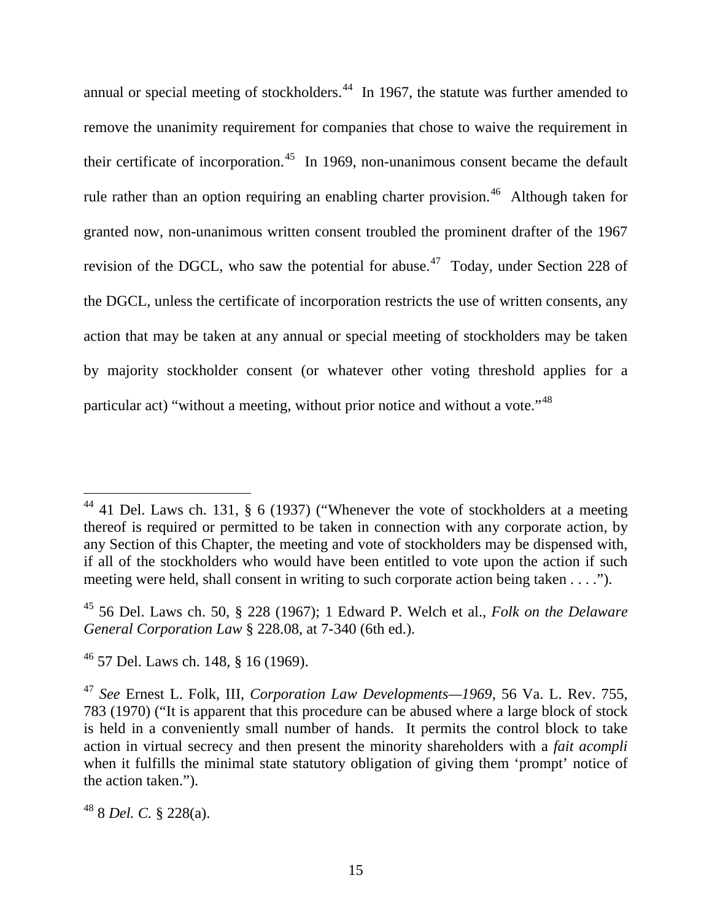annual or special meeting of stockholders.[44] In 1967, the statute was further amended to remove the unanimity requirement for companies that chose to waive the requirement in their certificate of incorporation.[45] In 1969, non-unanimous consent became the default rule rather than an option requiring an enabling charter provision.[46] Although taken for granted now, non-unanimous written consent troubled the prominent drafter of the 1967 revision of the DGCL, who saw the potential for abuse.[47] Today, under Section 228 of the DGCL, unless the certificate of incorporation restricts the use of written consents, any action that may be taken at any annual or special meeting of stockholders may be taken by majority stockholder consent (or whatever other voting threshold applies for a particular act) "without a meeting, without prior notice and without a vote."[48]

---

[44] 41 Del. Laws ch. 131, § 6 (1937) ("Whenever the vote of stockholders at a meeting thereof is required or permitted to be taken in connection with any corporate action, by any Section of this Chapter, the meeting and vote of stockholders may be dispensed with, if all of the stockholders who would have been entitled to vote upon the action if such meeting were held, shall consent in writing to such corporate action being taken . . . .").

[45] 56 Del. Laws ch. 50, § 228 (1967); 1 Edward P. Welch et al., *Folk on the Delaware General Corporation Law* § 228.08, at 7-340 (6th ed.).

[46] 57 Del. Laws ch. 148, § 16 (1969).

[47] *See* Ernest L. Folk, III, *Corporation Law Developments—1969*, 56 Va. L. Rev. 755, 783 (1970) ("It is apparent that this procedure can be abused where a large block of stock is held in a conveniently small number of hands. It permits the control block to take action in virtual secrecy and then present the minority shareholders with a *fait acompli* when it fulfills the minimal state statutory obligation of giving them 'prompt' notice of the action taken.").

[48] 8 *Del. C.* § 228(a).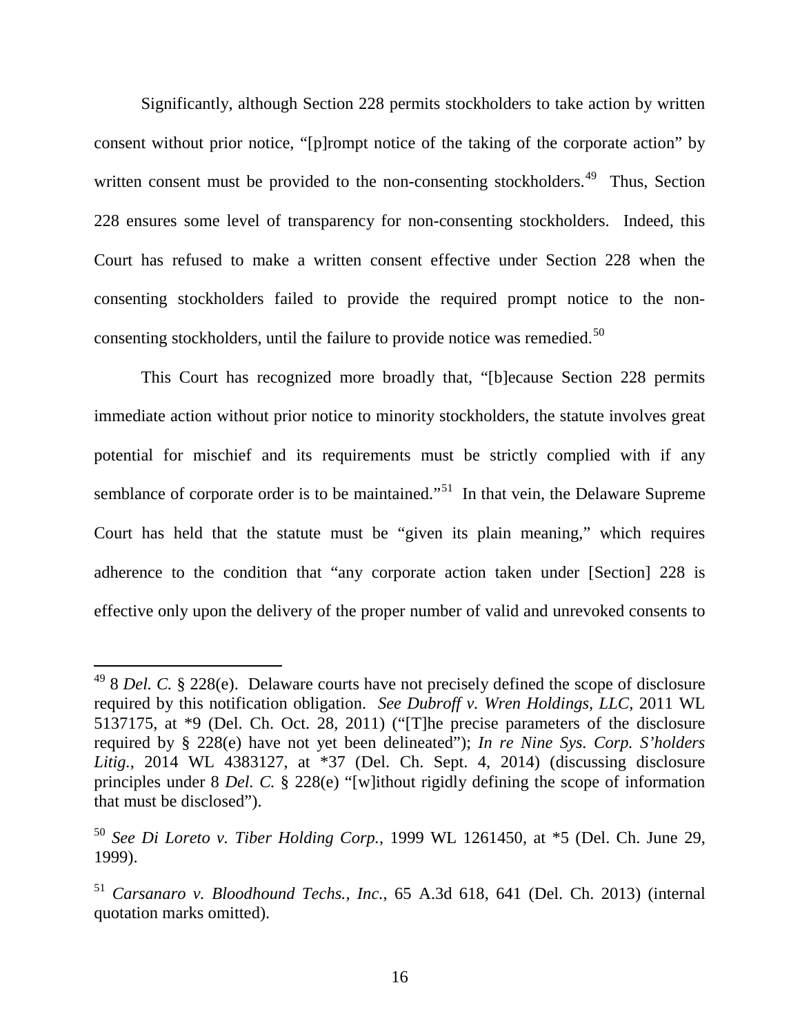Significantly, although Section 228 permits stockholders to take action by written consent without prior notice, "[p]rompt notice of the taking of the corporate action" by written consent must be provided to the non-consenting stockholders.[49] Thus, Section 228 ensures some level of transparency for non-consenting stockholders. Indeed, this Court has refused to make a written consent effective under Section 228 when the consenting stockholders failed to provide the required prompt notice to the non-consenting stockholders, until the failure to provide notice was remedied.[50]

This Court has recognized more broadly that, "[b]ecause Section 228 permits immediate action without prior notice to minority stockholders, the statute involves great potential for mischief and its requirements must be strictly complied with if any semblance of corporate order is to be maintained."[51] In that vein, the Delaware Supreme Court has held that the statute must be "given its plain meaning," which requires adherence to the condition that "any corporate action taken under [Section] 228 is effective only upon the delivery of the proper number of valid and unrevoked consents to

---

[49] 8 *Del. C.* § 228(e). Delaware courts have not precisely defined the scope of disclosure required by this notification obligation. *See Dubroff v. Wren Holdings, LLC*, 2011 WL 5137175, at *9 (Del. Ch. Oct. 28, 2011) ("[T]he precise parameters of the disclosure required by § 228(e) have not yet been delineated"); *In re Nine Sys. Corp. S'holders Litig.*, 2014 WL 4383127, at *37 (Del. Ch. Sept. 4, 2014) (discussing disclosure principles under 8 *Del. C.* § 228(e) "[w]ithout rigidly defining the scope of information that must be disclosed").

[50] *See Di Loreto v. Tiber Holding Corp.*, 1999 WL 1261450, at *5 (Del. Ch. June 29, 1999).

[51] *Carsanaro v. Bloodhound Techs., Inc.*, 65 A.3d 618, 641 (Del. Ch. 2013) (internal quotation marks omitted).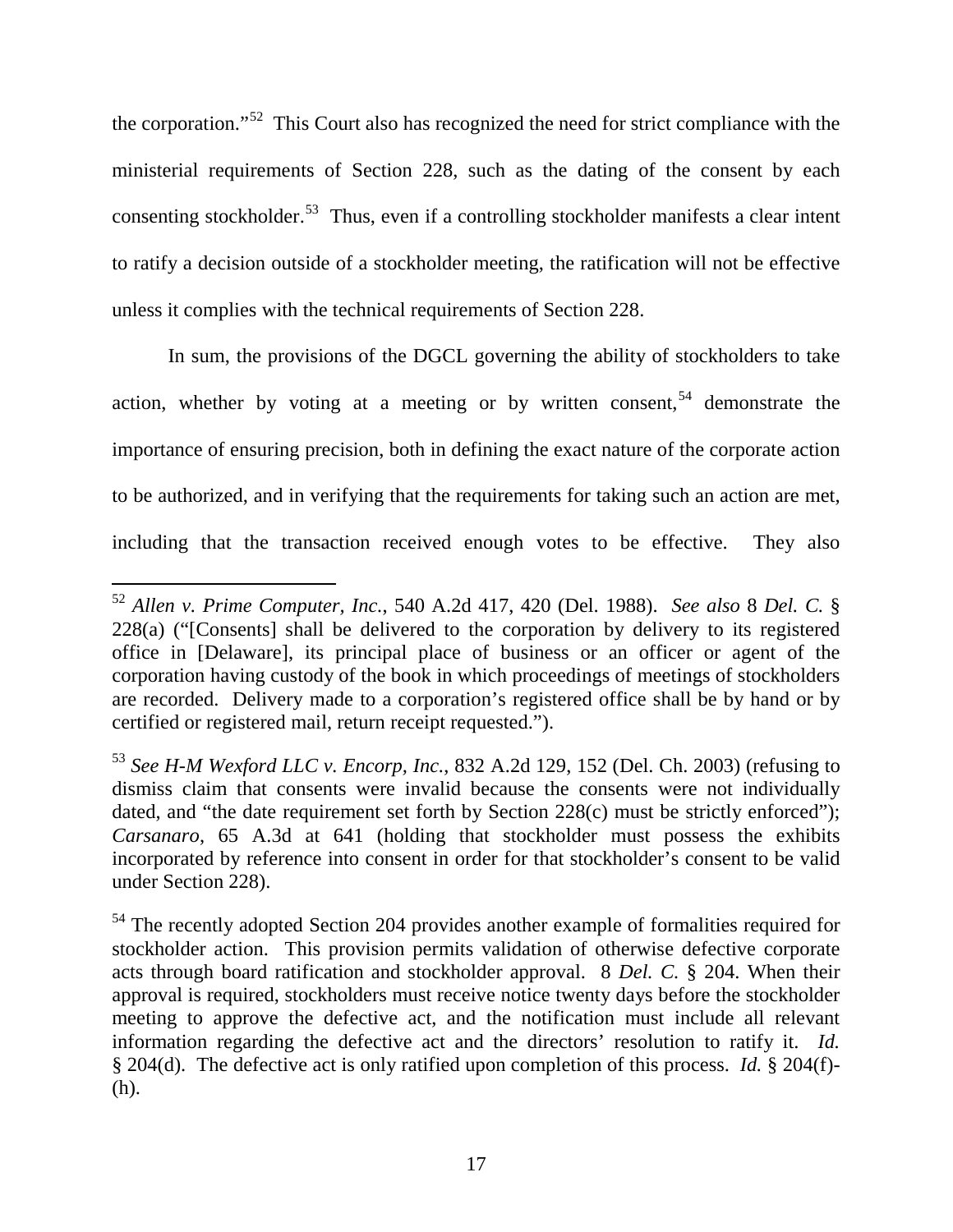the corporation."[52] This Court also has recognized the need for strict compliance with the ministerial requirements of Section 228, such as the dating of the consent by each consenting stockholder.[53] Thus, even if a controlling stockholder manifests a clear intent to ratify a decision outside of a stockholder meeting, the ratification will not be effective unless it complies with the technical requirements of Section 228.

In sum, the provisions of the DGCL governing the ability of stockholders to take action, whether by voting at a meeting or by written consent,[54] demonstrate the importance of ensuring precision, both in defining the exact nature of the corporate action to be authorized, and in verifying that the requirements for taking such an action are met, including that the transaction received enough votes to be effective. They also

---

[52] *Allen v. Prime Computer, Inc.*, 540 A.2d 417, 420 (Del. 1988). *See also* 8 *Del. C.* § 228(a) ("[Consents] shall be delivered to the corporation by delivery to its registered office in [Delaware], its principal place of business or an officer or agent of the corporation having custody of the book in which proceedings of meetings of stockholders are recorded. Delivery made to a corporation's registered office shall be by hand or by certified or registered mail, return receipt requested.").

[53] *See H-M Wexford LLC v. Encorp, Inc.*, 832 A.2d 129, 152 (Del. Ch. 2003) (refusing to dismiss claim that consents were invalid because the consents were not individually dated, and "the date requirement set forth by Section 228(c) must be strictly enforced"); *Carsanaro*, 65 A.3d at 641 (holding that stockholder must possess the exhibits incorporated by reference into consent in order for that stockholder's consent to be valid under Section 228).

[54] The recently adopted Section 204 provides another example of formalities required for stockholder action. This provision permits validation of otherwise defective corporate acts through board ratification and stockholder approval. 8 *Del. C.* § 204. When their approval is required, stockholders must receive notice twenty days before the stockholder meeting to approve the defective act, and the notification must include all relevant information regarding the defective act and the directors' resolution to ratify it. *Id.* § 204(d). The defective act is only ratified upon completion of this process. *Id.* § 204(f)-(h).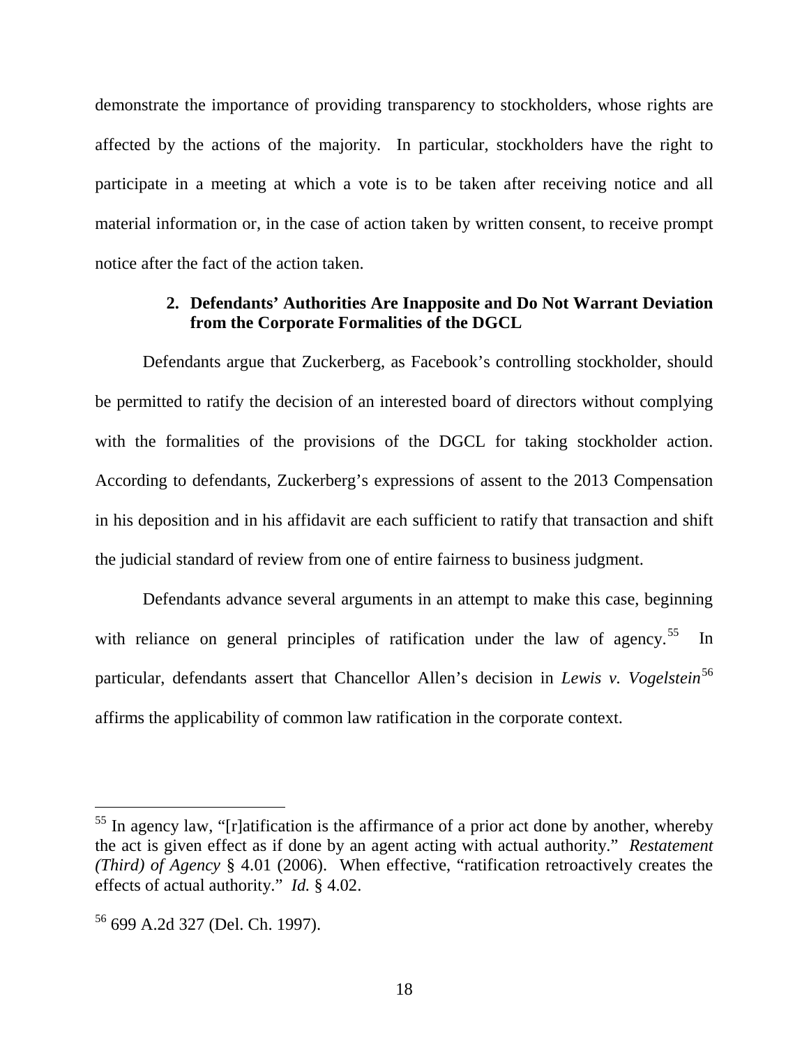demonstrate the importance of providing transparency to stockholders, whose rights are affected by the actions of the majority. In particular, stockholders have the right to participate in a meeting at which a vote is to be taken after receiving notice and all material information or, in the case of action taken by written consent, to receive prompt notice after the fact of the action taken.

### 2. Defendants' Authorities Are Inapposite and Do Not Warrant Deviation from the Corporate Formalities of the DGCL

Defendants argue that Zuckerberg, as Facebook's controlling stockholder, should be permitted to ratify the decision of an interested board of directors without complying with the formalities of the provisions of the DGCL for taking stockholder action. According to defendants, Zuckerberg's expressions of assent to the 2013 Compensation in his deposition and in his affidavit are each sufficient to ratify that transaction and shift the judicial standard of review from one of entire fairness to business judgment.

Defendants advance several arguments in an attempt to make this case, beginning with reliance on general principles of ratification under the law of agency.[55] In particular, defendants assert that Chancellor Allen's decision in *Lewis v. Vogelstein*[56] affirms the applicability of common law ratification in the corporate context.

---

[55] In agency law, "[r]atification is the affirmance of a prior act done by another, whereby the act is given effect as if done by an agent acting with actual authority." *Restatement (Third) of Agency* § 4.01 (2006). When effective, "ratification retroactively creates the effects of actual authority." *Id.* § 4.02.

[56] 699 A.2d 327 (Del. Ch. 1997).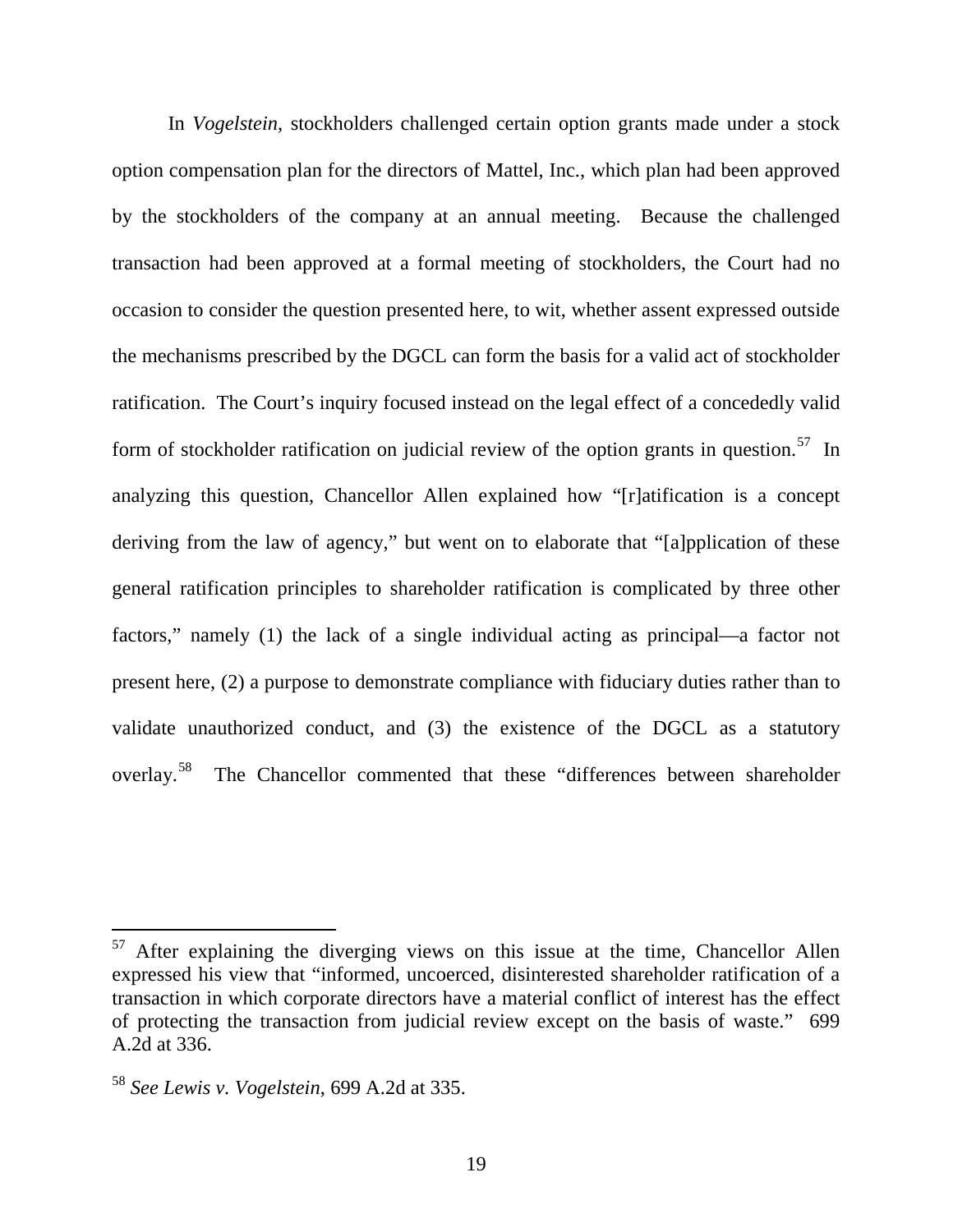In *Vogelstein*, stockholders challenged certain option grants made under a stock option compensation plan for the directors of Mattel, Inc., which plan had been approved by the stockholders of the company at an annual meeting. Because the challenged transaction had been approved at a formal meeting of stockholders, the Court had no occasion to consider the question presented here, to wit, whether assent expressed outside the mechanisms prescribed by the DGCL can form the basis for a valid act of stockholder ratification. The Court's inquiry focused instead on the legal effect of a concededly valid form of stockholder ratification on judicial review of the option grants in question.[57] In analyzing this question, Chancellor Allen explained how "[r]atification is a concept deriving from the law of agency," but went on to elaborate that "[a]pplication of these general ratification principles to shareholder ratification is complicated by three other factors," namely (1) the lack of a single individual acting as principal—a factor not present here, (2) a purpose to demonstrate compliance with fiduciary duties rather than to validate unauthorized conduct, and (3) the existence of the DGCL as a statutory overlay.[58] The Chancellor commented that these "differences between shareholder

---

[57] After explaining the diverging views on this issue at the time, Chancellor Allen expressed his view that "informed, uncoerced, disinterested shareholder ratification of a transaction in which corporate directors have a material conflict of interest has the effect of protecting the transaction from judicial review except on the basis of waste." 699 A.2d at 336.

[58] *See Lewis v. Vogelstein*, 699 A.2d at 335.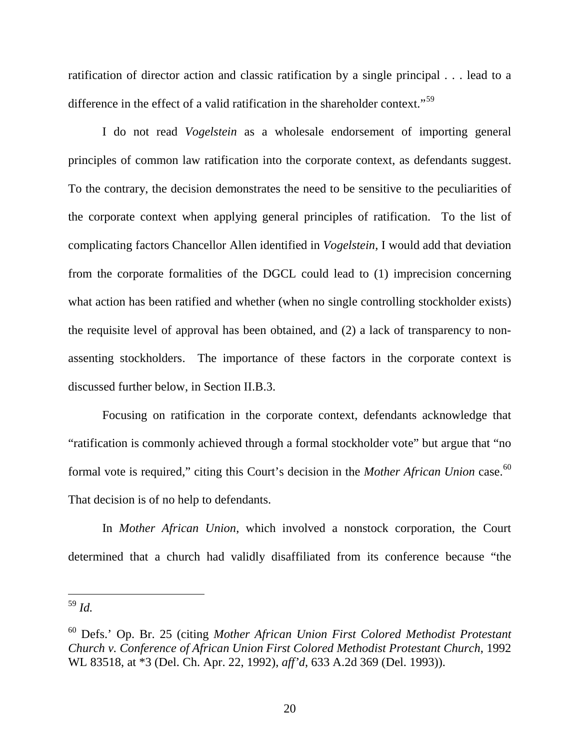ratification of director action and classic ratification by a single principal . . . lead to a difference in the effect of a valid ratification in the shareholder context."[59]

I do not read *Vogelstein* as a wholesale endorsement of importing general principles of common law ratification into the corporate context, as defendants suggest. To the contrary, the decision demonstrates the need to be sensitive to the peculiarities of the corporate context when applying general principles of ratification. To the list of complicating factors Chancellor Allen identified in *Vogelstein*, I would add that deviation from the corporate formalities of the DGCL could lead to (1) imprecision concerning what action has been ratified and whether (when no single controlling stockholder exists) the requisite level of approval has been obtained, and (2) a lack of transparency to non-assenting stockholders. The importance of these factors in the corporate context is discussed further below, in Section II.B.3.

Focusing on ratification in the corporate context, defendants acknowledge that "ratification is commonly achieved through a formal stockholder vote" but argue that "no formal vote is required," citing this Court's decision in the *Mother African Union* case.[60] That decision is of no help to defendants.

In *Mother African Union*, which involved a nonstock corporation, the Court determined that a church had validly disaffiliated from its conference because "the

---

[59] *Id.*

[60] Defs.' Op. Br. 25 (citing *Mother African Union First Colored Methodist Protestant Church v. Conference of African Union First Colored Methodist Protestant Church*, 1992 WL 83518, at *3 (Del. Ch. Apr. 22, 1992), *aff'd*, 633 A.2d 369 (Del. 1993)).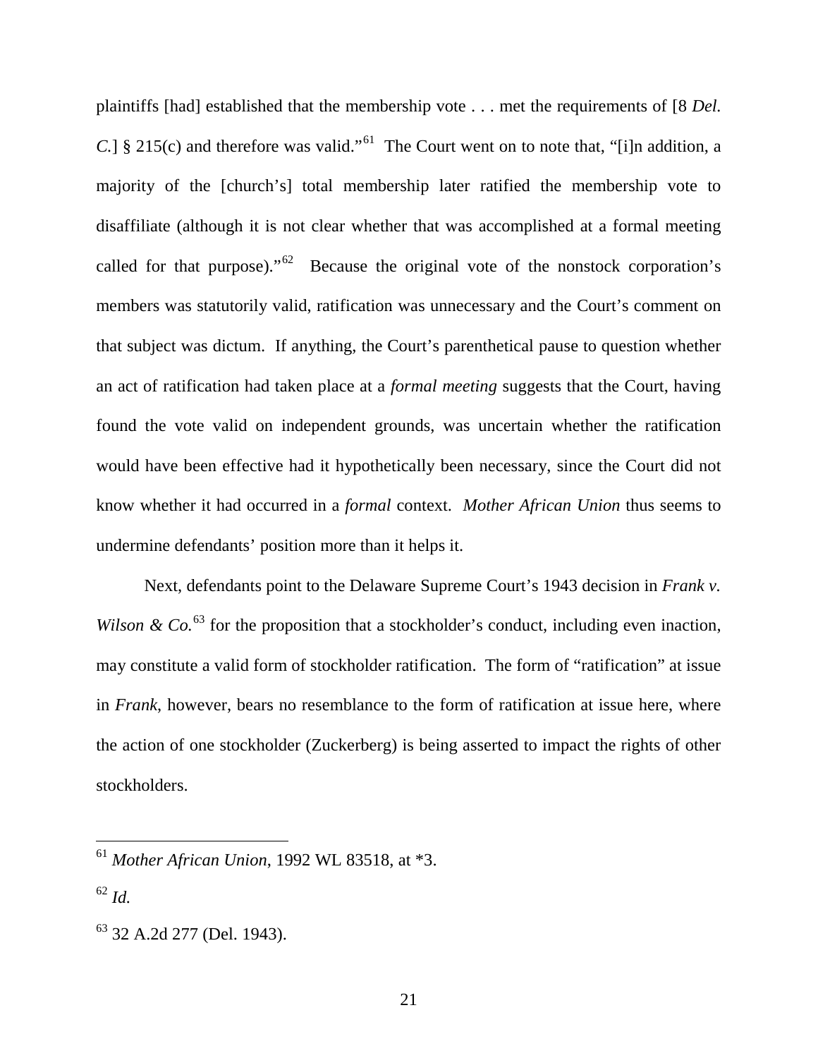plaintiffs [had] established that the membership vote . . . met the requirements of [8 *Del. C.*] § 215(c) and therefore was valid."[61] The Court went on to note that, "[i]n addition, a majority of the [church's] total membership later ratified the membership vote to disaffiliate (although it is not clear whether that was accomplished at a formal meeting called for that purpose)."[62] Because the original vote of the nonstock corporation's members was statutorily valid, ratification was unnecessary and the Court's comment on that subject was dictum. If anything, the Court's parenthetical pause to question whether an act of ratification had taken place at a *formal meeting* suggests that the Court, having found the vote valid on independent grounds, was uncertain whether the ratification would have been effective had it hypothetically been necessary, since the Court did not know whether it had occurred in a *formal* context. *Mother African Union* thus seems to undermine defendants' position more than it helps it.

Next, defendants point to the Delaware Supreme Court's 1943 decision in *Frank v. Wilson & Co.*[63] for the proposition that a stockholder's conduct, including even inaction, may constitute a valid form of stockholder ratification. The form of "ratification" at issue in *Frank*, however, bears no resemblance to the form of ratification at issue here, where the action of one stockholder (Zuckerberg) is being asserted to impact the rights of other stockholders.

---

[61] *Mother African Union*, 1992 WL 83518, at *3.

[62] *Id.*

[63] 32 A.2d 277 (Del. 1943).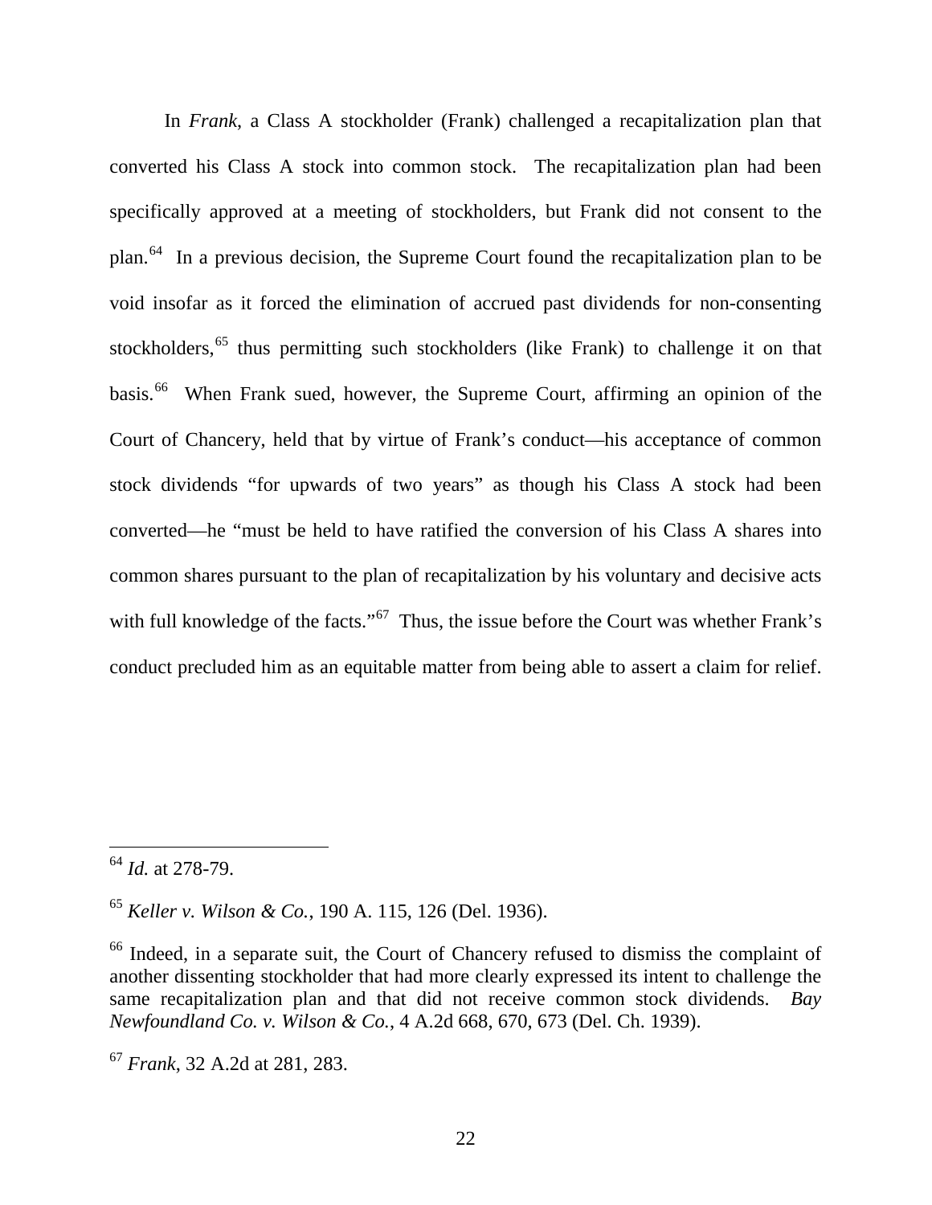In *Frank*, a Class A stockholder (Frank) challenged a recapitalization plan that converted his Class A stock into common stock. The recapitalization plan had been specifically approved at a meeting of stockholders, but Frank did not consent to the plan.[64] In a previous decision, the Supreme Court found the recapitalization plan to be void insofar as it forced the elimination of accrued past dividends for non-consenting stockholders,[65] thus permitting such stockholders (like Frank) to challenge it on that basis.[66] When Frank sued, however, the Supreme Court, affirming an opinion of the Court of Chancery, held that by virtue of Frank's conduct—his acceptance of common stock dividends "for upwards of two years" as though his Class A stock had been converted—he "must be held to have ratified the conversion of his Class A shares into common shares pursuant to the plan of recapitalization by his voluntary and decisive acts with full knowledge of the facts."[67] Thus, the issue before the Court was whether Frank's conduct precluded him as an equitable matter from being able to assert a claim for relief.

---

[64] *Id.* at 278-79.

[65] *Keller v. Wilson & Co.*, 190 A. 115, 126 (Del. 1936).

[66] Indeed, in a separate suit, the Court of Chancery refused to dismiss the complaint of another dissenting stockholder that had more clearly expressed its intent to challenge the same recapitalization plan and that did not receive common stock dividends. *Bay Newfoundland Co. v. Wilson & Co.*, 4 A.2d 668, 670, 673 (Del. Ch. 1939).

[67] *Frank*, 32 A.2d at 281, 283.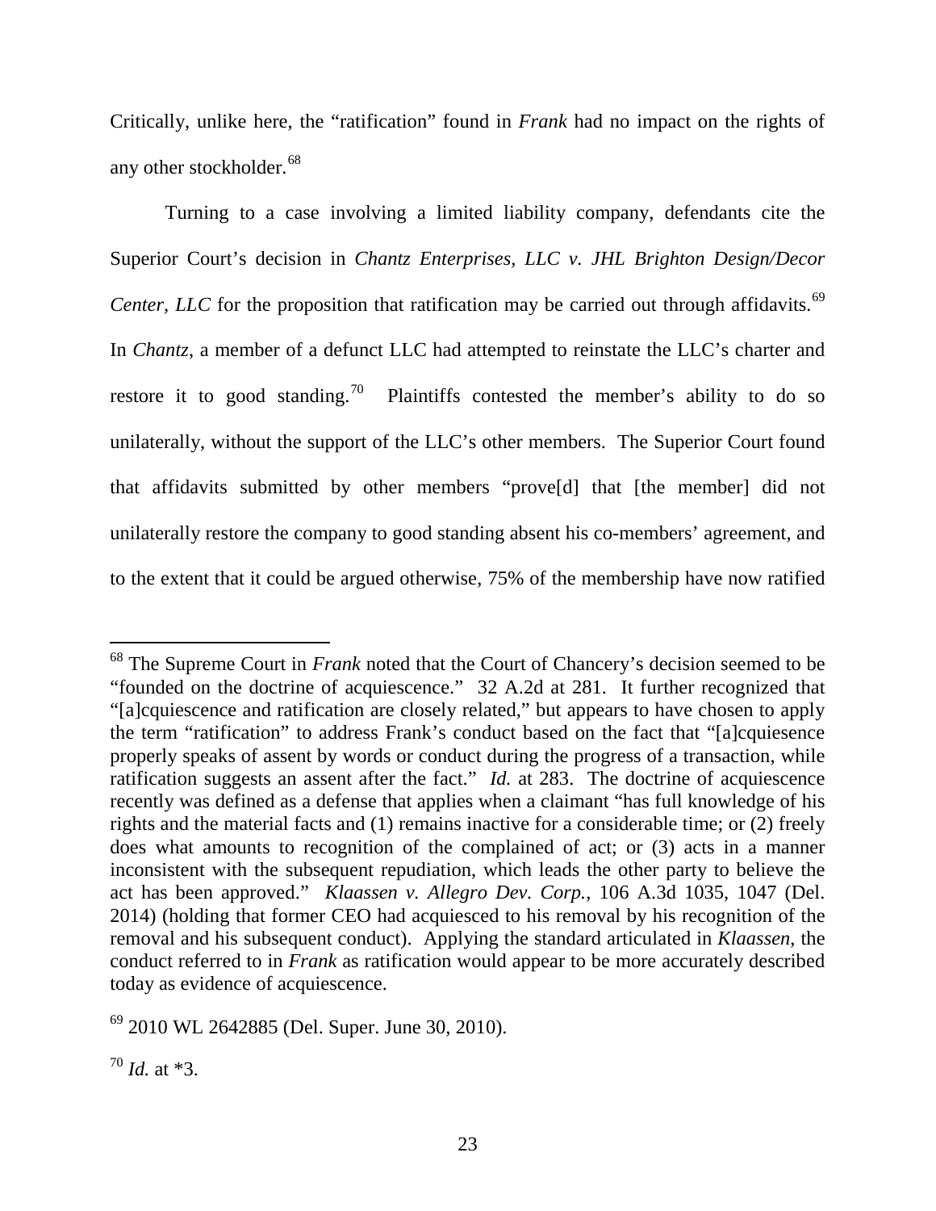Critically, unlike here, the "ratification" found in *Frank* had no impact on the rights of any other stockholder.[68]

Turning to a case involving a limited liability company, defendants cite the Superior Court's decision in *Chantz Enterprises, LLC v. JHL Brighton Design/Decor Center, LLC* for the proposition that ratification may be carried out through affidavits.[69] In *Chantz*, a member of a defunct LLC had attempted to reinstate the LLC's charter and restore it to good standing.[70] Plaintiffs contested the member's ability to do so unilaterally, without the support of the LLC's other members. The Superior Court found that affidavits submitted by other members "prove[d] that [the member] did not unilaterally restore the company to good standing absent his co-members' agreement, and to the extent that it could be argued otherwise, 75% of the membership have now ratified

---

[68] The Supreme Court in *Frank* noted that the Court of Chancery's decision seemed to be "founded on the doctrine of acquiescence." 32 A.2d at 281. It further recognized that "[a]cquiescence and ratification are closely related," but appears to have chosen to apply the term "ratification" to address Frank's conduct based on the fact that "[a]cquiesence properly speaks of assent by words or conduct during the progress of a transaction, while ratification suggests an assent after the fact." *Id.* at 283. The doctrine of acquiescence recently was defined as a defense that applies when a claimant "has full knowledge of his rights and the material facts and (1) remains inactive for a considerable time; or (2) freely does what amounts to recognition of the complained of act; or (3) acts in a manner inconsistent with the subsequent repudiation, which leads the other party to believe the act has been approved." *Klaassen v. Allegro Dev. Corp.*, 106 A.3d 1035, 1047 (Del. 2014) (holding that former CEO had acquiesced to his removal by his recognition of the removal and his subsequent conduct). Applying the standard articulated in *Klaassen*, the conduct referred to in *Frank* as ratification would appear to be more accurately described today as evidence of acquiescence.

[69] 2010 WL 2642885 (Del. Super. June 30, 2010).

[70] *Id.* at *3.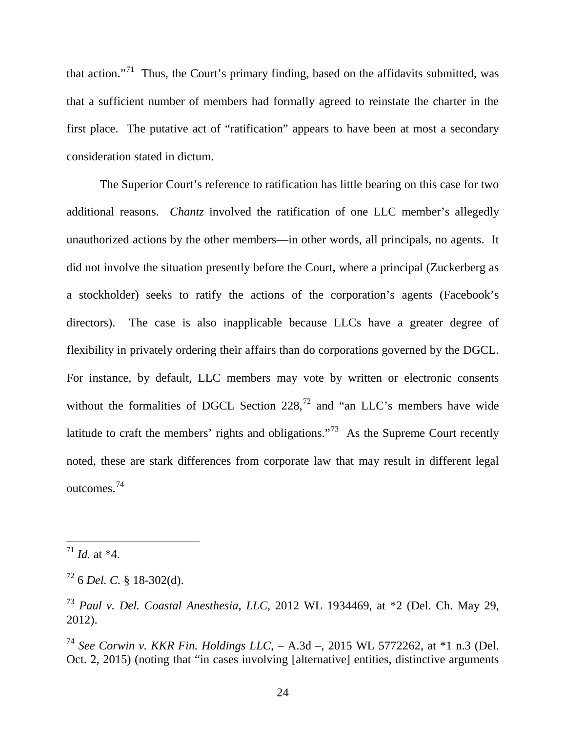that action."[71] Thus, the Court's primary finding, based on the affidavits submitted, was that a sufficient number of members had formally agreed to reinstate the charter in the first place. The putative act of "ratification" appears to have been at most a secondary consideration stated in dictum.

The Superior Court's reference to ratification has little bearing on this case for two additional reasons. *Chantz* involved the ratification of one LLC member's allegedly unauthorized actions by the other members—in other words, all principals, no agents. It did not involve the situation presently before the Court, where a principal (Zuckerberg as a stockholder) seeks to ratify the actions of the corporation's agents (Facebook's directors). The case is also inapplicable because LLCs have a greater degree of flexibility in privately ordering their affairs than do corporations governed by the DGCL. For instance, by default, LLC members may vote by written or electronic consents without the formalities of DGCL Section 228,[72] and "an LLC's members have wide latitude to craft the members' rights and obligations."[73] As the Supreme Court recently noted, these are stark differences from corporate law that may result in different legal outcomes.[74]

---

[71] *Id.* at *4.

[72] 6 *Del. C.* § 18-302(d).

[73] *Paul v. Del. Coastal Anesthesia, LLC*, 2012 WL 1934469, at *2 (Del. Ch. May 29, 2012).

[74] *See Corwin v. KKR Fin. Holdings LLC*, – A.3d –, 2015 WL 5772262, at *1 n.3 (Del. Oct. 2, 2015) (noting that "in cases involving [alternative] entities, distinctive arguments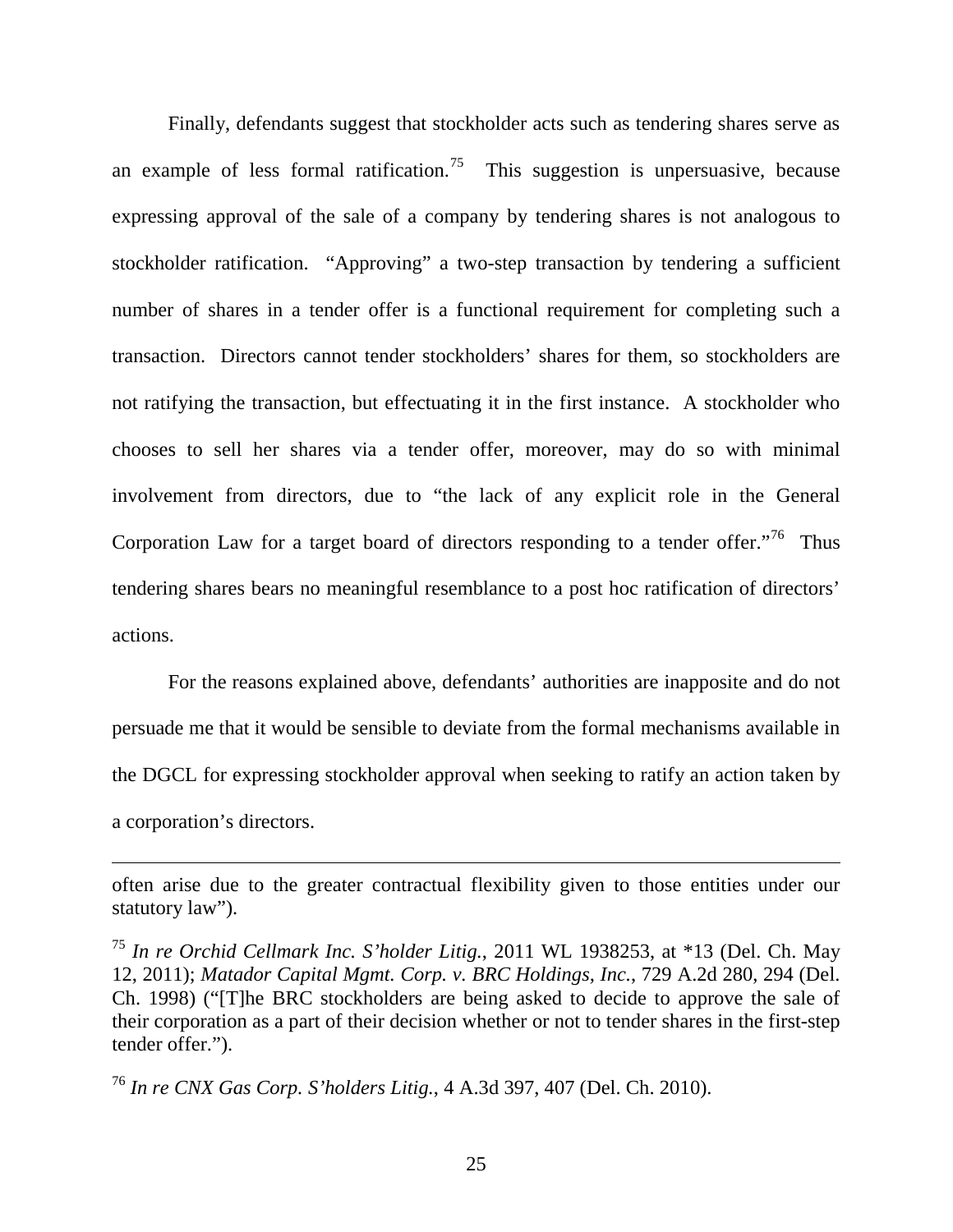Finally, defendants suggest that stockholder acts such as tendering shares serve as an example of less formal ratification.[75] This suggestion is unpersuasive, because expressing approval of the sale of a company by tendering shares is not analogous to stockholder ratification. "Approving" a two-step transaction by tendering a sufficient number of shares in a tender offer is a functional requirement for completing such a transaction. Directors cannot tender stockholders' shares for them, so stockholders are not ratifying the transaction, but effectuating it in the first instance. A stockholder who chooses to sell her shares via a tender offer, moreover, may do so with minimal involvement from directors, due to "the lack of any explicit role in the General Corporation Law for a target board of directors responding to a tender offer."[76] Thus tendering shares bears no meaningful resemblance to a post hoc ratification of directors' actions.

For the reasons explained above, defendants' authorities are inapposite and do not persuade me that it would be sensible to deviate from the formal mechanisms available in the DGCL for expressing stockholder approval when seeking to ratify an action taken by a corporation's directors.

---

often arise due to the greater contractual flexibility given to those entities under our statutory law").

[75] *In re Orchid Cellmark Inc. S'holder Litig.*, 2011 WL 1938253, at *13 (Del. Ch. May 12, 2011); *Matador Capital Mgmt. Corp. v. BRC Holdings, Inc.*, 729 A.2d 280, 294 (Del. Ch. 1998) ("[T]he BRC stockholders are being asked to decide to approve the sale of their corporation as a part of their decision whether or not to tender shares in the first-step tender offer.").

[76] *In re CNX Gas Corp. S'holders Litig.*, 4 A.3d 397, 407 (Del. Ch. 2010).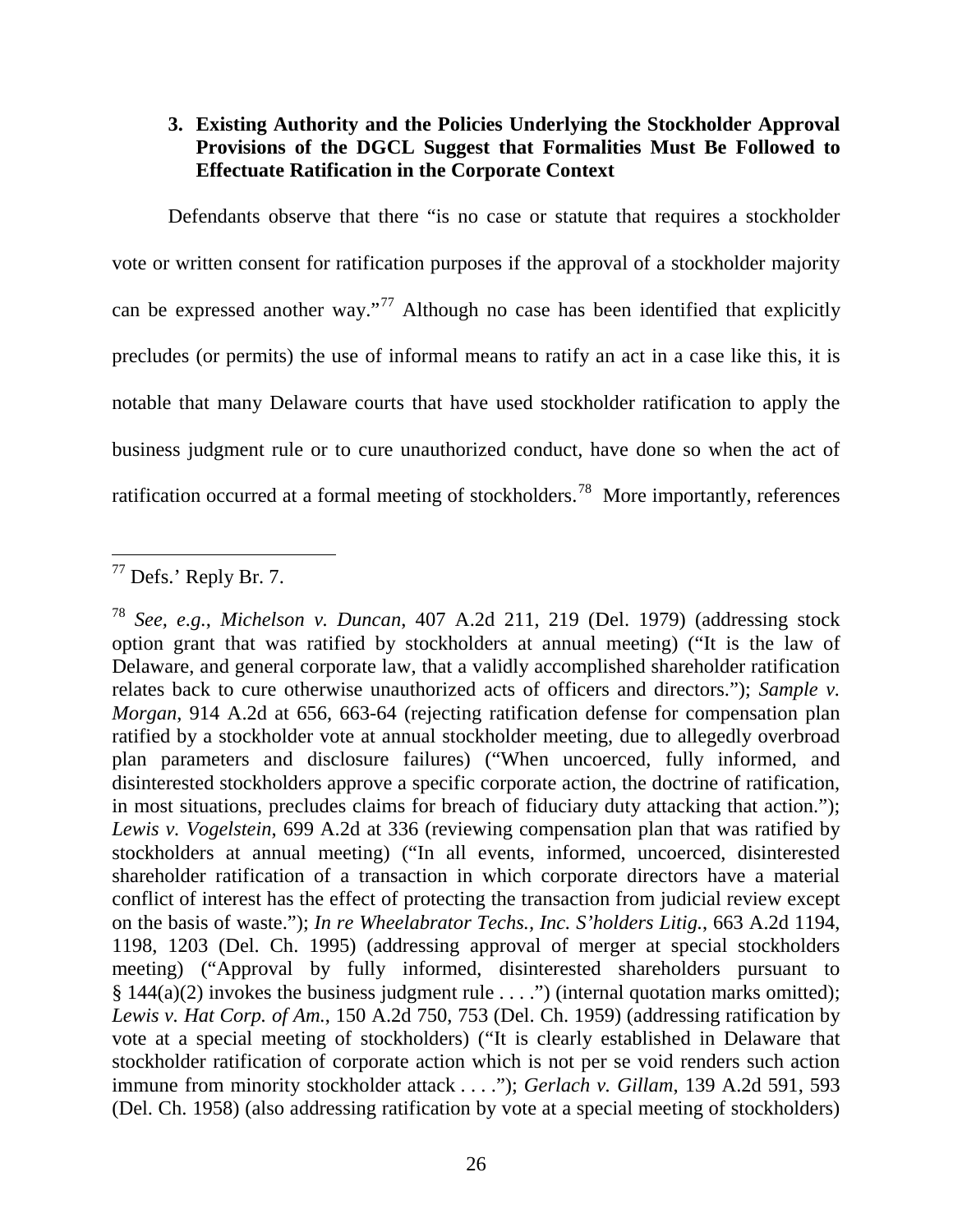### 3. Existing Authority and the Policies Underlying the Stockholder Approval Provisions of the DGCL Suggest that Formalities Must Be Followed to Effectuate Ratification in the Corporate Context

Defendants observe that there "is no case or statute that requires a stockholder vote or written consent for ratification purposes if the approval of a stockholder majority can be expressed another way."[77] Although no case has been identified that explicitly precludes (or permits) the use of informal means to ratify an act in a case like this, it is notable that many Delaware courts that have used stockholder ratification to apply the business judgment rule or to cure unauthorized conduct, have done so when the act of ratification occurred at a formal meeting of stockholders.[78] More importantly, references

---

[77] Defs.' Reply Br. 7.

[78] *See, e.g.*, *Michelson v. Duncan*, 407 A.2d 211, 219 (Del. 1979) (addressing stock option grant that was ratified by stockholders at annual meeting) ("It is the law of Delaware, and general corporate law, that a validly accomplished shareholder ratification relates back to cure otherwise unauthorized acts of officers and directors."); *Sample v. Morgan*, 914 A.2d at 656, 663-64 (rejecting ratification defense for compensation plan ratified by a stockholder vote at annual stockholder meeting, due to allegedly overbroad plan parameters and disclosure failures) ("When uncoerced, fully informed, and disinterested stockholders approve a specific corporate action, the doctrine of ratification, in most situations, precludes claims for breach of fiduciary duty attacking that action."); *Lewis v. Vogelstein*, 699 A.2d at 336 (reviewing compensation plan that was ratified by stockholders at annual meeting) ("In all events, informed, uncoerced, disinterested shareholder ratification of a transaction in which corporate directors have a material conflict of interest has the effect of protecting the transaction from judicial review except on the basis of waste."); *In re Wheelabrator Techs., Inc. S'holders Litig.*, 663 A.2d 1194, 1198, 1203 (Del. Ch. 1995) (addressing approval of merger at special stockholders meeting) ("Approval by fully informed, disinterested shareholders pursuant to § 144(a)(2) invokes the business judgment rule . . . .") (internal quotation marks omitted); *Lewis v. Hat Corp. of Am.*, 150 A.2d 750, 753 (Del. Ch. 1959) (addressing ratification by vote at a special meeting of stockholders) ("It is clearly established in Delaware that stockholder ratification of corporate action which is not per se void renders such action immune from minority stockholder attack . . . ."); *Gerlach v. Gillam*, 139 A.2d 591, 593 (Del. Ch. 1958) (also addressing ratification by vote at a special meeting of stockholders)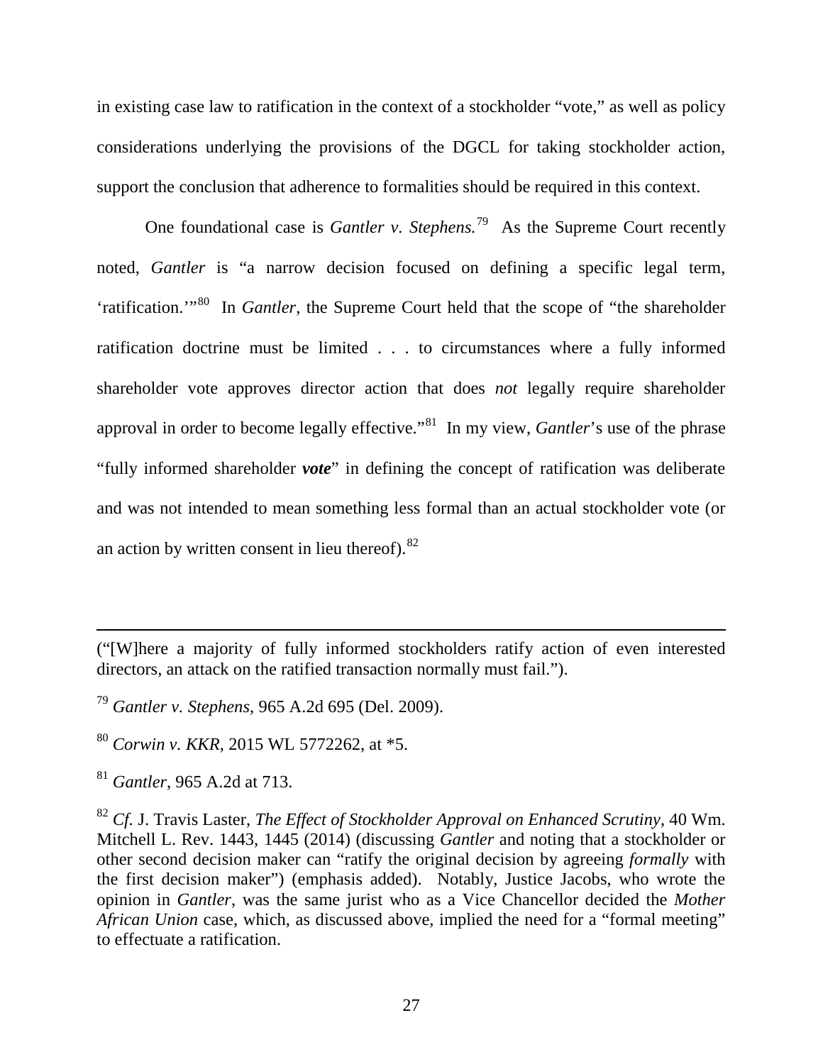in existing case law to ratification in the context of a stockholder "vote," as well as policy considerations underlying the provisions of the DGCL for taking stockholder action, support the conclusion that adherence to formalities should be required in this context.

One foundational case is *Gantler v. Stephens.*[79] As the Supreme Court recently noted, *Gantler* is "a narrow decision focused on defining a specific legal term, 'ratification.'"[80] In *Gantler*, the Supreme Court held that the scope of "the shareholder ratification doctrine must be limited . . . to circumstances where a fully informed shareholder vote approves director action that does *not* legally require shareholder approval in order to become legally effective."[81] In my view, *Gantler*'s use of the phrase "fully informed shareholder ***vote***" in defining the concept of ratification was deliberate and was not intended to mean something less formal than an actual stockholder vote (or an action by written consent in lieu thereof).[82]

---

("[W]here a majority of fully informed stockholders ratify action of even interested directors, an attack on the ratified transaction normally must fail.").

[79] *Gantler v. Stephens*, 965 A.2d 695 (Del. 2009).

[80] *Corwin v. KKR*, 2015 WL 5772262, at *5.

[81] *Gantler*, 965 A.2d at 713.

[82] *Cf.* J. Travis Laster, *The Effect of Stockholder Approval on Enhanced Scrutiny*, 40 Wm. Mitchell L. Rev. 1443, 1445 (2014) (discussing *Gantler* and noting that a stockholder or other second decision maker can "ratify the original decision by agreeing *formally* with the first decision maker") (emphasis added). Notably, Justice Jacobs, who wrote the opinion in *Gantler*, was the same jurist who as a Vice Chancellor decided the *Mother African Union* case, which, as discussed above, implied the need for a "formal meeting" to effectuate a ratification.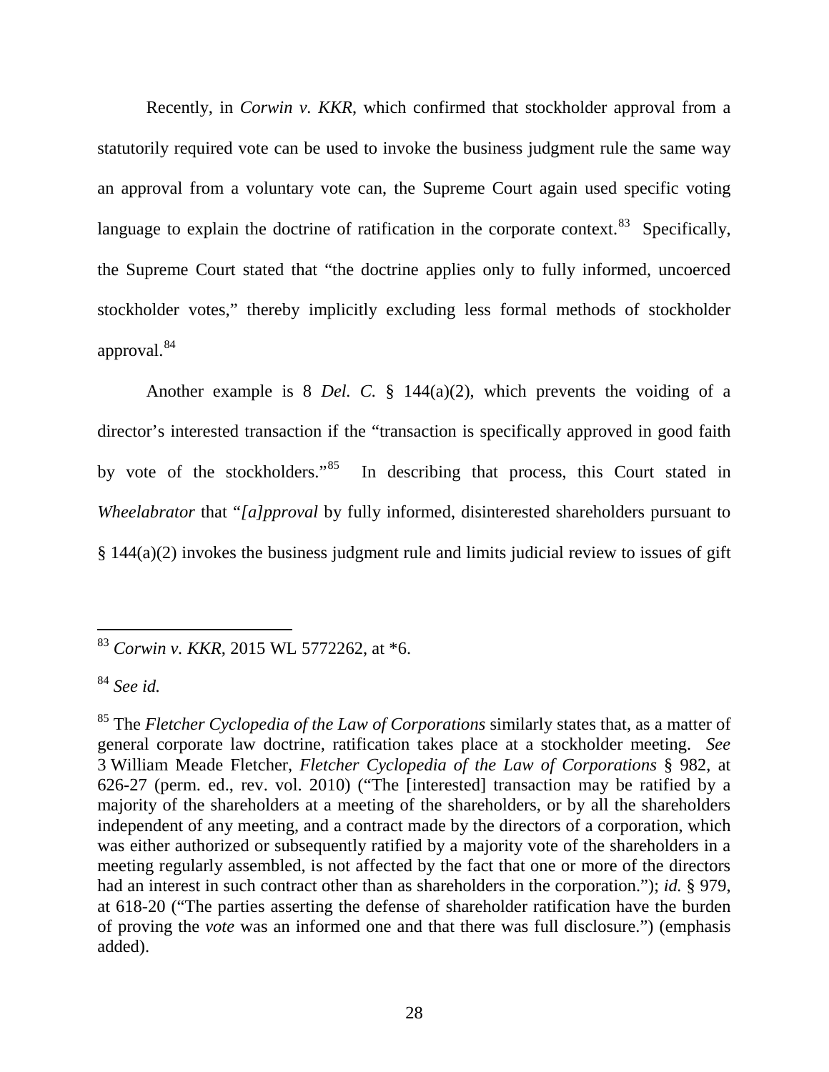Recently, in *Corwin v. KKR*, which confirmed that stockholder approval from a statutorily required vote can be used to invoke the business judgment rule the same way an approval from a voluntary vote can, the Supreme Court again used specific voting language to explain the doctrine of ratification in the corporate context.[83] Specifically, the Supreme Court stated that "the doctrine applies only to fully informed, uncoerced stockholder votes," thereby implicitly excluding less formal methods of stockholder approval.[84]

Another example is 8 *Del. C.* § 144(a)(2), which prevents the voiding of a director's interested transaction if the "transaction is specifically approved in good faith by vote of the stockholders."[85] In describing that process, this Court stated in *Wheelabrator* that "*[a]pproval* by fully informed, disinterested shareholders pursuant to § 144(a)(2) invokes the business judgment rule and limits judicial review to issues of gift

---

[83] *Corwin v. KKR*, 2015 WL 5772262, at *6.

[84] *See id.*

[85] The *Fletcher Cyclopedia of the Law of Corporations* similarly states that, as a matter of general corporate law doctrine, ratification takes place at a stockholder meeting. *See* 3 William Meade Fletcher, *Fletcher Cyclopedia of the Law of Corporations* § 982, at 626-27 (perm. ed., rev. vol. 2010) ("The [interested] transaction may be ratified by a majority of the shareholders at a meeting of the shareholders, or by all the shareholders independent of any meeting, and a contract made by the directors of a corporation, which was either authorized or subsequently ratified by a majority vote of the shareholders in a meeting regularly assembled, is not affected by the fact that one or more of the directors had an interest in such contract other than as shareholders in the corporation."); *id.* § 979, at 618-20 ("The parties asserting the defense of shareholder ratification have the burden of proving the *vote* was an informed one and that there was full disclosure.") (emphasis added).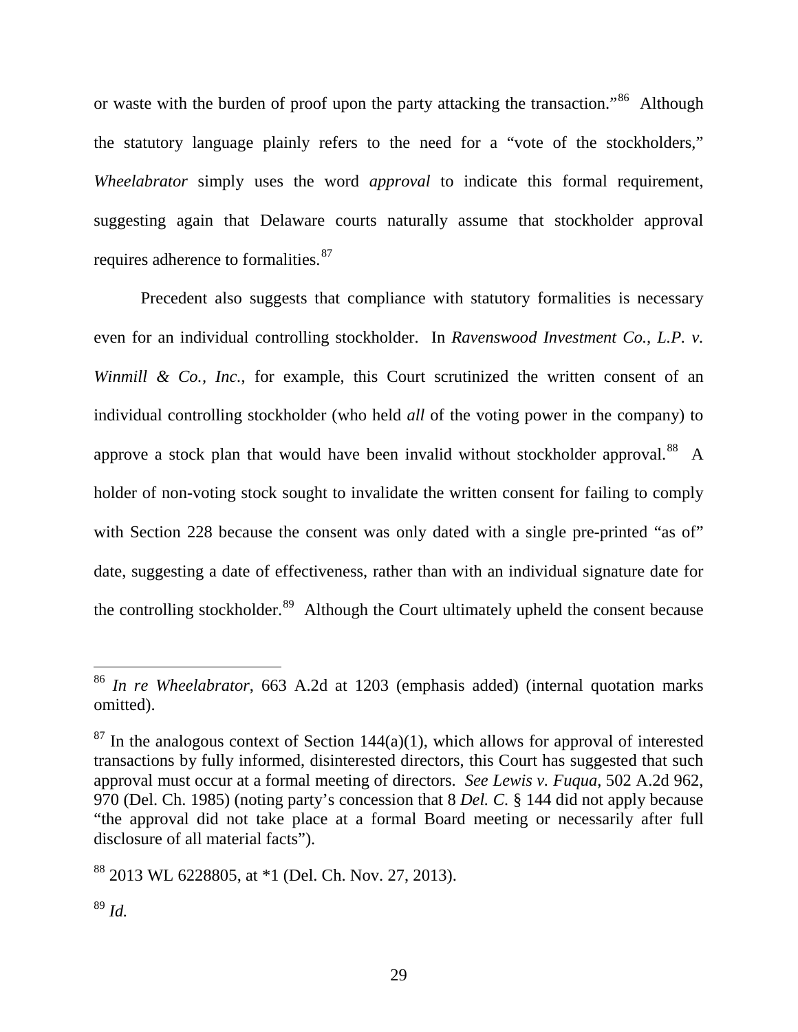or waste with the burden of proof upon the party attacking the transaction."[86] Although the statutory language plainly refers to the need for a "vote of the stockholders," *Wheelabrator* simply uses the word *approval* to indicate this formal requirement, suggesting again that Delaware courts naturally assume that stockholder approval requires adherence to formalities.[87]

Precedent also suggests that compliance with statutory formalities is necessary even for an individual controlling stockholder. In *Ravenswood Investment Co., L.P. v. Winmill & Co., Inc.*, for example, this Court scrutinized the written consent of an individual controlling stockholder (who held *all* of the voting power in the company) to approve a stock plan that would have been invalid without stockholder approval.[88] A holder of non-voting stock sought to invalidate the written consent for failing to comply with Section 228 because the consent was only dated with a single pre-printed "as of" date, suggesting a date of effectiveness, rather than with an individual signature date for the controlling stockholder.[89] Although the Court ultimately upheld the consent because

---

[86] *In re Wheelabrator*, 663 A.2d at 1203 (emphasis added) (internal quotation marks omitted).

[87] In the analogous context of Section 144(a)(1), which allows for approval of interested transactions by fully informed, disinterested directors, this Court has suggested that such approval must occur at a formal meeting of directors. *See Lewis v. Fuqua*, 502 A.2d 962, 970 (Del. Ch. 1985) (noting party's concession that 8 *Del. C.* § 144 did not apply because "the approval did not take place at a formal Board meeting or necessarily after full disclosure of all material facts").

[88] 2013 WL 6228805, at *1 (Del. Ch. Nov. 27, 2013).

[89] *Id.*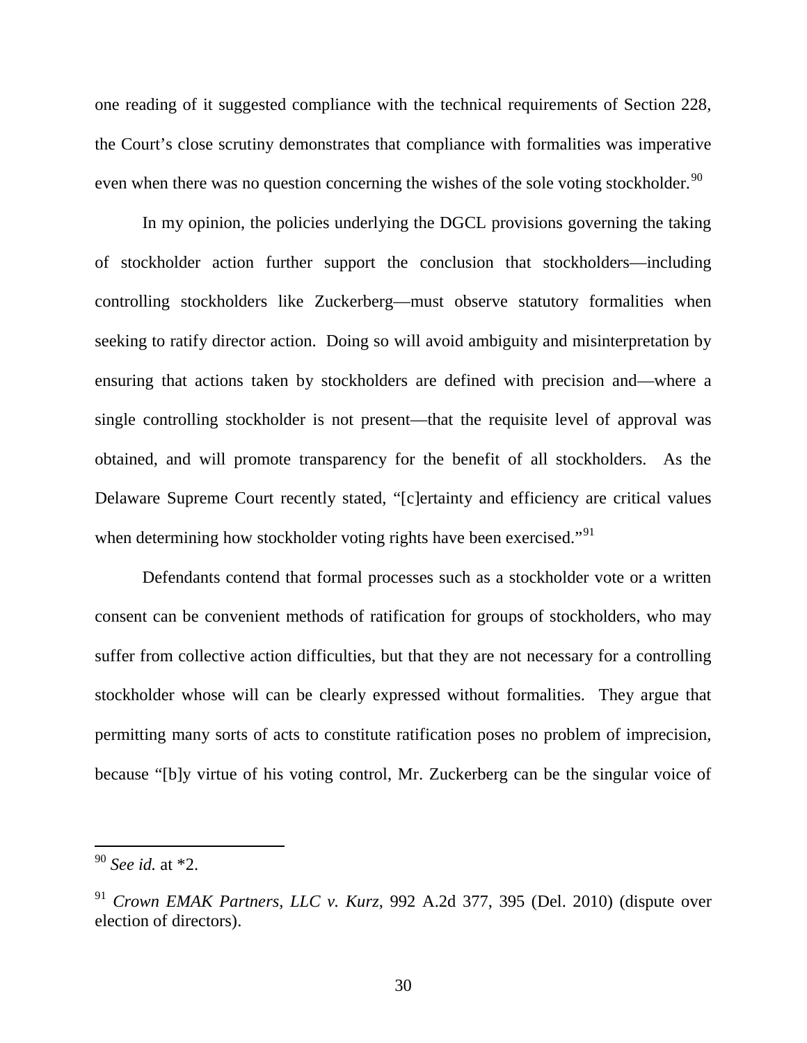one reading of it suggested compliance with the technical requirements of Section 228, the Court's close scrutiny demonstrates that compliance with formalities was imperative even when there was no question concerning the wishes of the sole voting stockholder.[90]

In my opinion, the policies underlying the DGCL provisions governing the taking of stockholder action further support the conclusion that stockholders—including controlling stockholders like Zuckerberg—must observe statutory formalities when seeking to ratify director action. Doing so will avoid ambiguity and misinterpretation by ensuring that actions taken by stockholders are defined with precision and—where a single controlling stockholder is not present—that the requisite level of approval was obtained, and will promote transparency for the benefit of all stockholders. As the Delaware Supreme Court recently stated, "[c]ertainty and efficiency are critical values when determining how stockholder voting rights have been exercised."[91]

Defendants contend that formal processes such as a stockholder vote or a written consent can be convenient methods of ratification for groups of stockholders, who may suffer from collective action difficulties, but that they are not necessary for a controlling stockholder whose will can be clearly expressed without formalities. They argue that permitting many sorts of acts to constitute ratification poses no problem of imprecision, because "[b]y virtue of his voting control, Mr. Zuckerberg can be the singular voice of

---

[90] *See id.* at *2.

[91] *Crown EMAK Partners, LLC v. Kurz*, 992 A.2d 377, 395 (Del. 2010) (dispute over election of directors).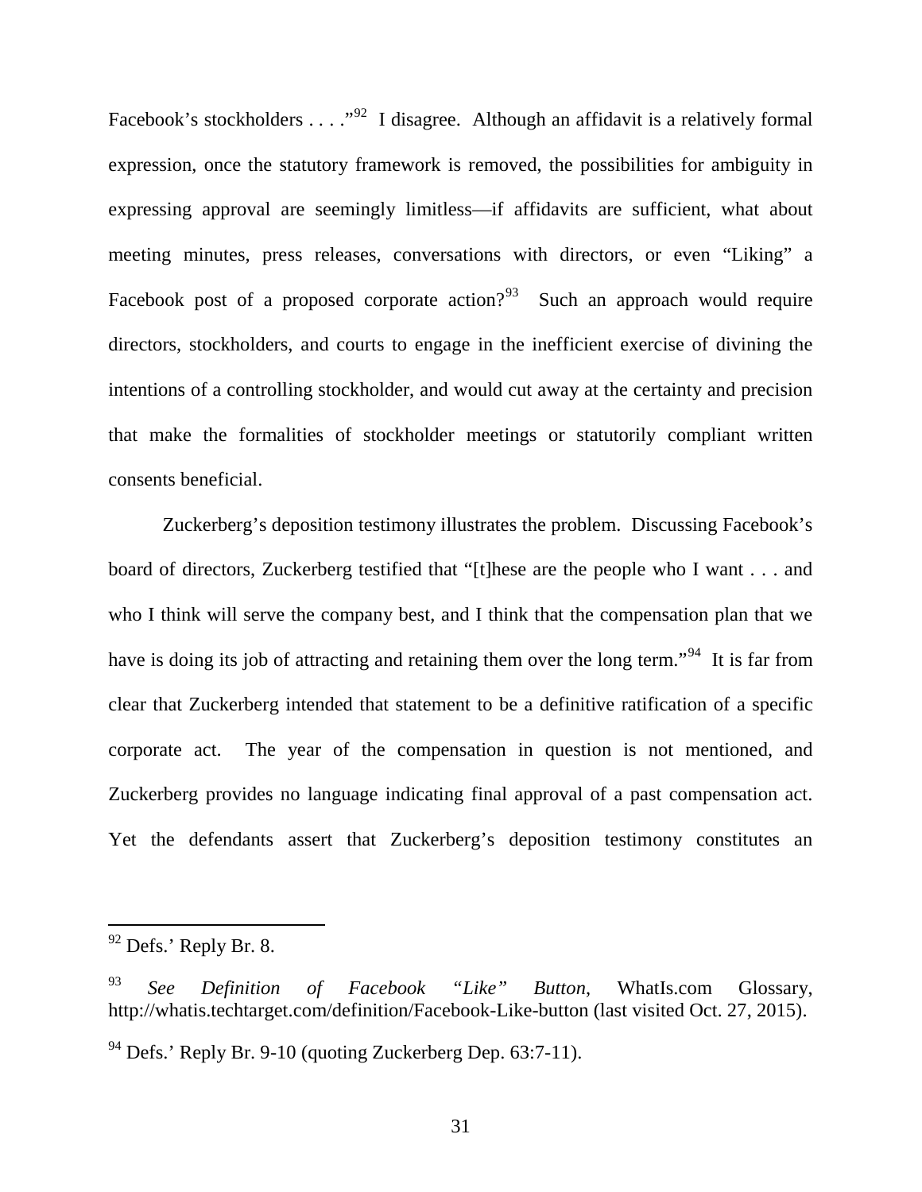Facebook's stockholders . . . ."[92] I disagree. Although an affidavit is a relatively formal expression, once the statutory framework is removed, the possibilities for ambiguity in expressing approval are seemingly limitless—if affidavits are sufficient, what about meeting minutes, press releases, conversations with directors, or even "Liking" a Facebook post of a proposed corporate action?[93] Such an approach would require directors, stockholders, and courts to engage in the inefficient exercise of divining the intentions of a controlling stockholder, and would cut away at the certainty and precision that make the formalities of stockholder meetings or statutorily compliant written consents beneficial.

Zuckerberg's deposition testimony illustrates the problem. Discussing Facebook's board of directors, Zuckerberg testified that "[t]hese are the people who I want . . . and who I think will serve the company best, and I think that the compensation plan that we have is doing its job of attracting and retaining them over the long term."[94] It is far from clear that Zuckerberg intended that statement to be a definitive ratification of a specific corporate act. The year of the compensation in question is not mentioned, and Zuckerberg provides no language indicating final approval of a past compensation act. Yet the defendants assert that Zuckerberg's deposition testimony constitutes an

---

[92] Defs.' Reply Br. 8.

[93] *See Definition of Facebook "Like" Button*, WhatIs.com Glossary, http://whatis.techtarget.com/definition/Facebook-Like-button (last visited Oct. 27, 2015).

[94] Defs.' Reply Br. 9-10 (quoting Zuckerberg Dep. 63:7-11).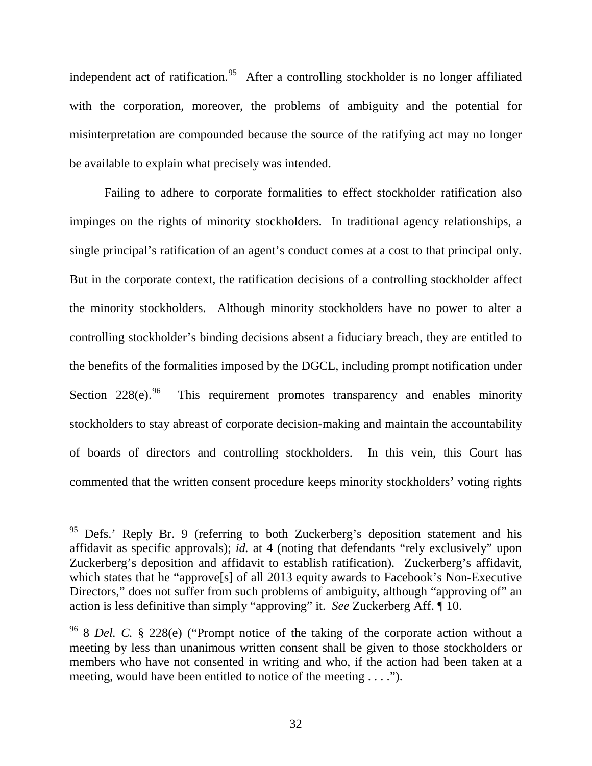independent act of ratification.[95] After a controlling stockholder is no longer affiliated with the corporation, moreover, the problems of ambiguity and the potential for misinterpretation are compounded because the source of the ratifying act may no longer be available to explain what precisely was intended.

Failing to adhere to corporate formalities to effect stockholder ratification also impinges on the rights of minority stockholders. In traditional agency relationships, a single principal's ratification of an agent's conduct comes at a cost to that principal only. But in the corporate context, the ratification decisions of a controlling stockholder affect the minority stockholders. Although minority stockholders have no power to alter a controlling stockholder's binding decisions absent a fiduciary breach, they are entitled to the benefits of the formalities imposed by the DGCL, including prompt notification under Section 228(e).[96] This requirement promotes transparency and enables minority stockholders to stay abreast of corporate decision-making and maintain the accountability of boards of directors and controlling stockholders. In this vein, this Court has commented that the written consent procedure keeps minority stockholders' voting rights

---

[95] Defs.' Reply Br. 9 (referring to both Zuckerberg's deposition statement and his affidavit as specific approvals); *id.* at 4 (noting that defendants "rely exclusively" upon Zuckerberg's deposition and affidavit to establish ratification). Zuckerberg's affidavit, which states that he "approve[s] of all 2013 equity awards to Facebook's Non-Executive Directors," does not suffer from such problems of ambiguity, although "approving of" an action is less definitive than simply "approving" it. *See* Zuckerberg Aff. ¶ 10.

[96] 8 *Del. C.* § 228(e) ("Prompt notice of the taking of the corporate action without a meeting by less than unanimous written consent shall be given to those stockholders or members who have not consented in writing and who, if the action had been taken at a meeting, would have been entitled to notice of the meeting . . . .").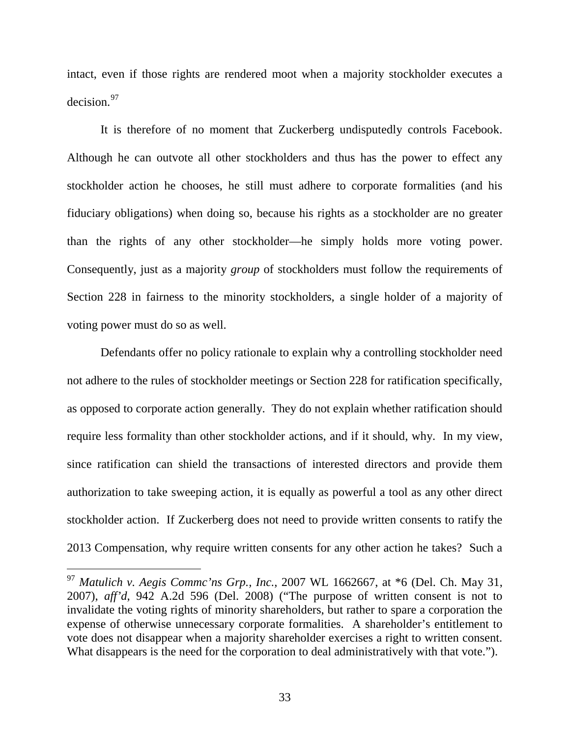intact, even if those rights are rendered moot when a majority stockholder executes a decision.[97]

It is therefore of no moment that Zuckerberg undisputedly controls Facebook. Although he can outvote all other stockholders and thus has the power to effect any stockholder action he chooses, he still must adhere to corporate formalities (and his fiduciary obligations) when doing so, because his rights as a stockholder are no greater than the rights of any other stockholder—he simply holds more voting power. Consequently, just as a majority *group* of stockholders must follow the requirements of Section 228 in fairness to the minority stockholders, a single holder of a majority of voting power must do so as well.

Defendants offer no policy rationale to explain why a controlling stockholder need not adhere to the rules of stockholder meetings or Section 228 for ratification specifically, as opposed to corporate action generally. They do not explain whether ratification should require less formality than other stockholder actions, and if it should, why. In my view, since ratification can shield the transactions of interested directors and provide them authorization to take sweeping action, it is equally as powerful a tool as any other direct stockholder action. If Zuckerberg does not need to provide written consents to ratify the 2013 Compensation, why require written consents for any other action he takes? Such a

---

[97] *Matulich v. Aegis Commc'ns Grp., Inc.*, 2007 WL 1662667, at *6 (Del. Ch. May 31, 2007), *aff'd*, 942 A.2d 596 (Del. 2008) ("The purpose of written consent is not to invalidate the voting rights of minority shareholders, but rather to spare a corporation the expense of otherwise unnecessary corporate formalities. A shareholder's entitlement to vote does not disappear when a majority shareholder exercises a right to written consent. What disappears is the need for the corporation to deal administratively with that vote.").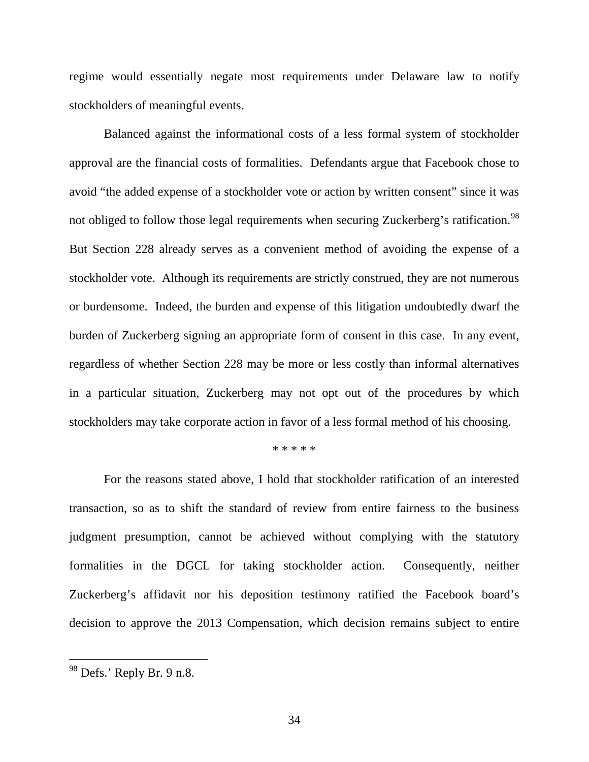regime would essentially negate most requirements under Delaware law to notify stockholders of meaningful events.

Balanced against the informational costs of a less formal system of stockholder approval are the financial costs of formalities. Defendants argue that Facebook chose to avoid "the added expense of a stockholder vote or action by written consent" since it was not obliged to follow those legal requirements when securing Zuckerberg's ratification.[98] But Section 228 already serves as a convenient method of avoiding the expense of a stockholder vote. Although its requirements are strictly construed, they are not numerous or burdensome. Indeed, the burden and expense of this litigation undoubtedly dwarf the burden of Zuckerberg signing an appropriate form of consent in this case. In any event, regardless of whether Section 228 may be more or less costly than informal alternatives in a particular situation, Zuckerberg may not opt out of the procedures by which stockholders may take corporate action in favor of a less formal method of his choosing.

\* \* \* \* \*

For the reasons stated above, I hold that stockholder ratification of an interested transaction, so as to shift the standard of review from entire fairness to the business judgment presumption, cannot be achieved without complying with the statutory formalities in the DGCL for taking stockholder action. Consequently, neither Zuckerberg's affidavit nor his deposition testimony ratified the Facebook board's decision to approve the 2013 Compensation, which decision remains subject to entire

---

[98] Defs.' Reply Br. 9 n.8.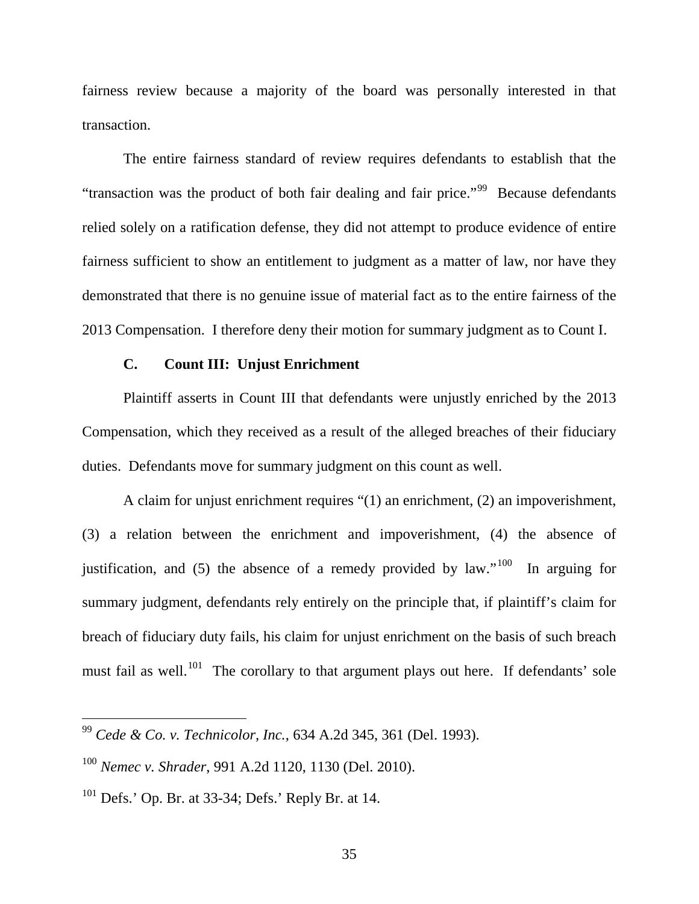fairness review because a majority of the board was personally interested in that transaction.

The entire fairness standard of review requires defendants to establish that the "transaction was the product of both fair dealing and fair price."[99] Because defendants relied solely on a ratification defense, they did not attempt to produce evidence of entire fairness sufficient to show an entitlement to judgment as a matter of law, nor have they demonstrated that there is no genuine issue of material fact as to the entire fairness of the 2013 Compensation. I therefore deny their motion for summary judgment as to Count I.

### C. Count III: Unjust Enrichment

Plaintiff asserts in Count III that defendants were unjustly enriched by the 2013 Compensation, which they received as a result of the alleged breaches of their fiduciary duties. Defendants move for summary judgment on this count as well.

A claim for unjust enrichment requires "(1) an enrichment, (2) an impoverishment, (3) a relation between the enrichment and impoverishment, (4) the absence of justification, and (5) the absence of a remedy provided by law."[100] In arguing for summary judgment, defendants rely entirely on the principle that, if plaintiff's claim for breach of fiduciary duty fails, his claim for unjust enrichment on the basis of such breach must fail as well.[101] The corollary to that argument plays out here. If defendants' sole

---

[99] *Cede & Co. v. Technicolor, Inc.*, 634 A.2d 345, 361 (Del. 1993).

[100] *Nemec v. Shrader*, 991 A.2d 1120, 1130 (Del. 2010).

[101] Defs.' Op. Br. at 33-34; Defs.' Reply Br. at 14.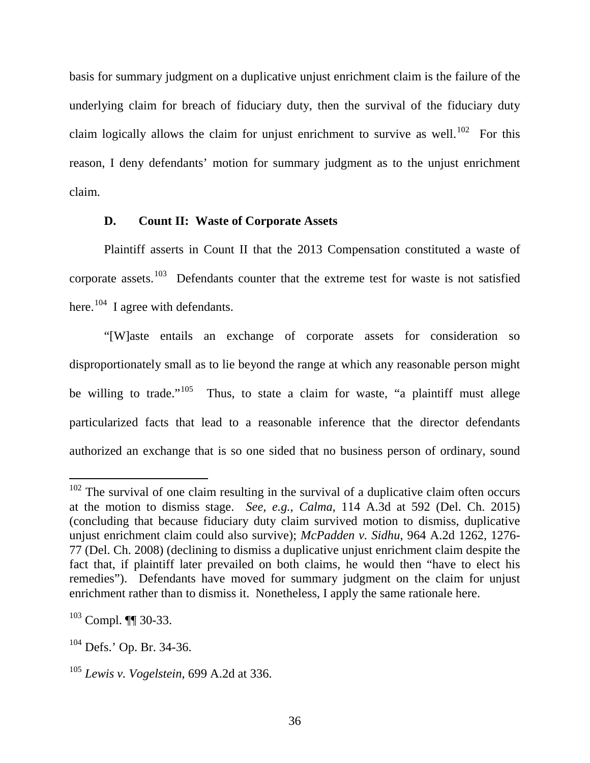basis for summary judgment on a duplicative unjust enrichment claim is the failure of the underlying claim for breach of fiduciary duty, then the survival of the fiduciary duty claim logically allows the claim for unjust enrichment to survive as well.[102] For this reason, I deny defendants' motion for summary judgment as to the unjust enrichment claim.

### D. Count II: Waste of Corporate Assets

Plaintiff asserts in Count II that the 2013 Compensation constituted a waste of corporate assets.[103] Defendants counter that the extreme test for waste is not satisfied here.[104] I agree with defendants.

"[W]aste entails an exchange of corporate assets for consideration so disproportionately small as to lie beyond the range at which any reasonable person might be willing to trade."[105] Thus, to state a claim for waste, "a plaintiff must allege particularized facts that lead to a reasonable inference that the director defendants authorized an exchange that is so one sided that no business person of ordinary, sound

---

[102] The survival of one claim resulting in the survival of a duplicative claim often occurs at the motion to dismiss stage. *See, e.g.*, *Calma*, 114 A.3d at 592 (Del. Ch. 2015) (concluding that because fiduciary duty claim survived motion to dismiss, duplicative unjust enrichment claim could also survive); *McPadden v. Sidhu*, 964 A.2d 1262, 1276-77 (Del. Ch. 2008) (declining to dismiss a duplicative unjust enrichment claim despite the fact that, if plaintiff later prevailed on both claims, he would then "have to elect his remedies"). Defendants have moved for summary judgment on the claim for unjust enrichment rather than to dismiss it. Nonetheless, I apply the same rationale here.

[103] Compl. ¶¶ 30-33.

[104] Defs.' Op. Br. 34-36.

[105] *Lewis v. Vogelstein*, 699 A.2d at 336.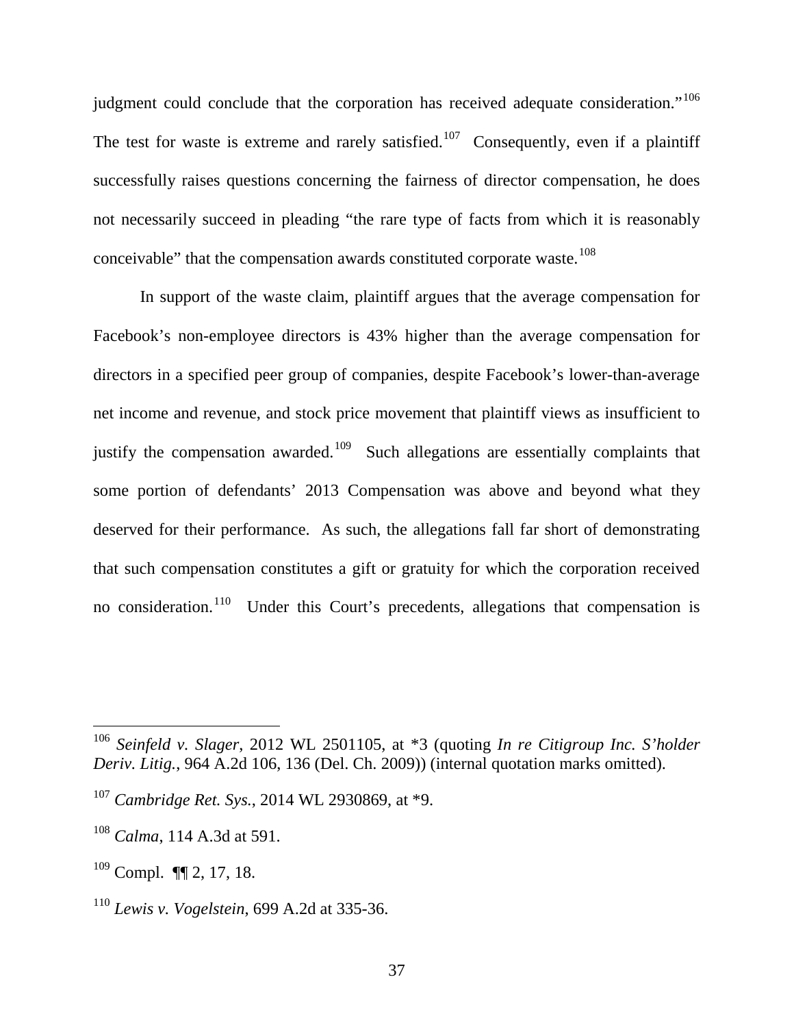judgment could conclude that the corporation has received adequate consideration."[106] The test for waste is extreme and rarely satisfied.[107] Consequently, even if a plaintiff successfully raises questions concerning the fairness of director compensation, he does not necessarily succeed in pleading "the rare type of facts from which it is reasonably conceivable" that the compensation awards constituted corporate waste.[108]

In support of the waste claim, plaintiff argues that the average compensation for Facebook's non-employee directors is 43% higher than the average compensation for directors in a specified peer group of companies, despite Facebook's lower-than-average net income and revenue, and stock price movement that plaintiff views as insufficient to justify the compensation awarded.[109] Such allegations are essentially complaints that some portion of defendants' 2013 Compensation was above and beyond what they deserved for their performance. As such, the allegations fall far short of demonstrating that such compensation constitutes a gift or gratuity for which the corporation received no consideration.[110] Under this Court's precedents, allegations that compensation is

---

[106] *Seinfeld v. Slager*, 2012 WL 2501105, at *3 (quoting *In re Citigroup Inc. S'holder Deriv. Litig.*, 964 A.2d 106, 136 (Del. Ch. 2009)) (internal quotation marks omitted).

[107] *Cambridge Ret. Sys.*, 2014 WL 2930869, at *9.

[108] *Calma*, 114 A.3d at 591.

[109] Compl. ¶¶ 2, 17, 18.

[110] *Lewis v. Vogelstein*, 699 A.2d at 335-36.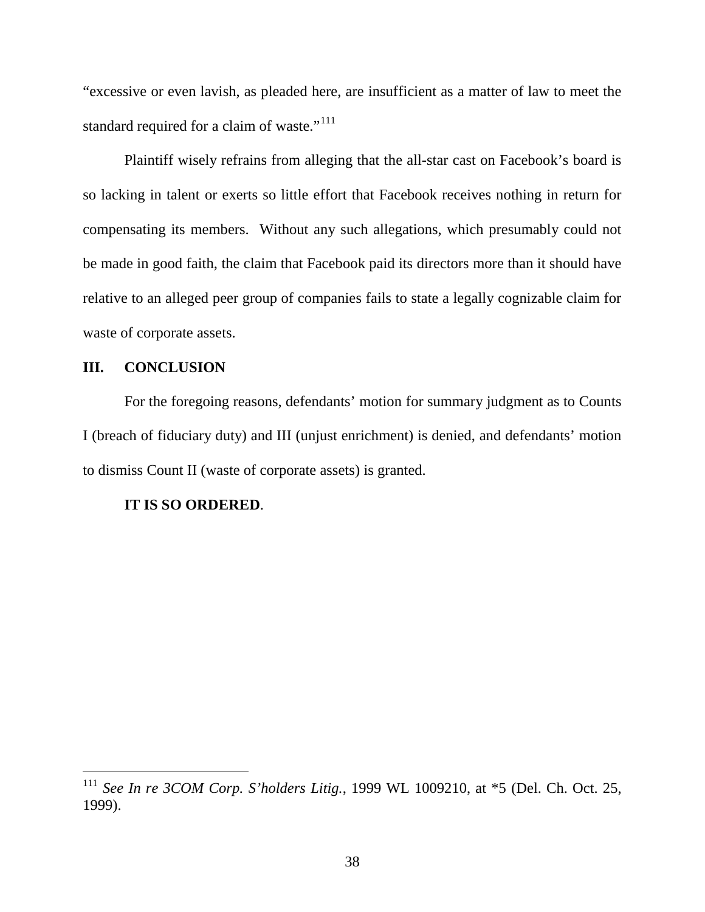"excessive or even lavish, as pleaded here, are insufficient as a matter of law to meet the standard required for a claim of waste."[111]

Plaintiff wisely refrains from alleging that the all-star cast on Facebook's board is so lacking in talent or exerts so little effort that Facebook receives nothing in return for compensating its members. Without any such allegations, which presumably could not be made in good faith, the claim that Facebook paid its directors more than it should have relative to an alleged peer group of companies fails to state a legally cognizable claim for waste of corporate assets.

## III. CONCLUSION

For the foregoing reasons, defendants' motion for summary judgment as to Counts I (breach of fiduciary duty) and III (unjust enrichment) is denied, and defendants' motion to dismiss Count II (waste of corporate assets) is granted.

**IT IS SO ORDERED**.

---

[111] *See In re 3COM Corp. S'holders Litig.*, 1999 WL 1009210, at *5 (Del. Ch. Oct. 25, 1999).